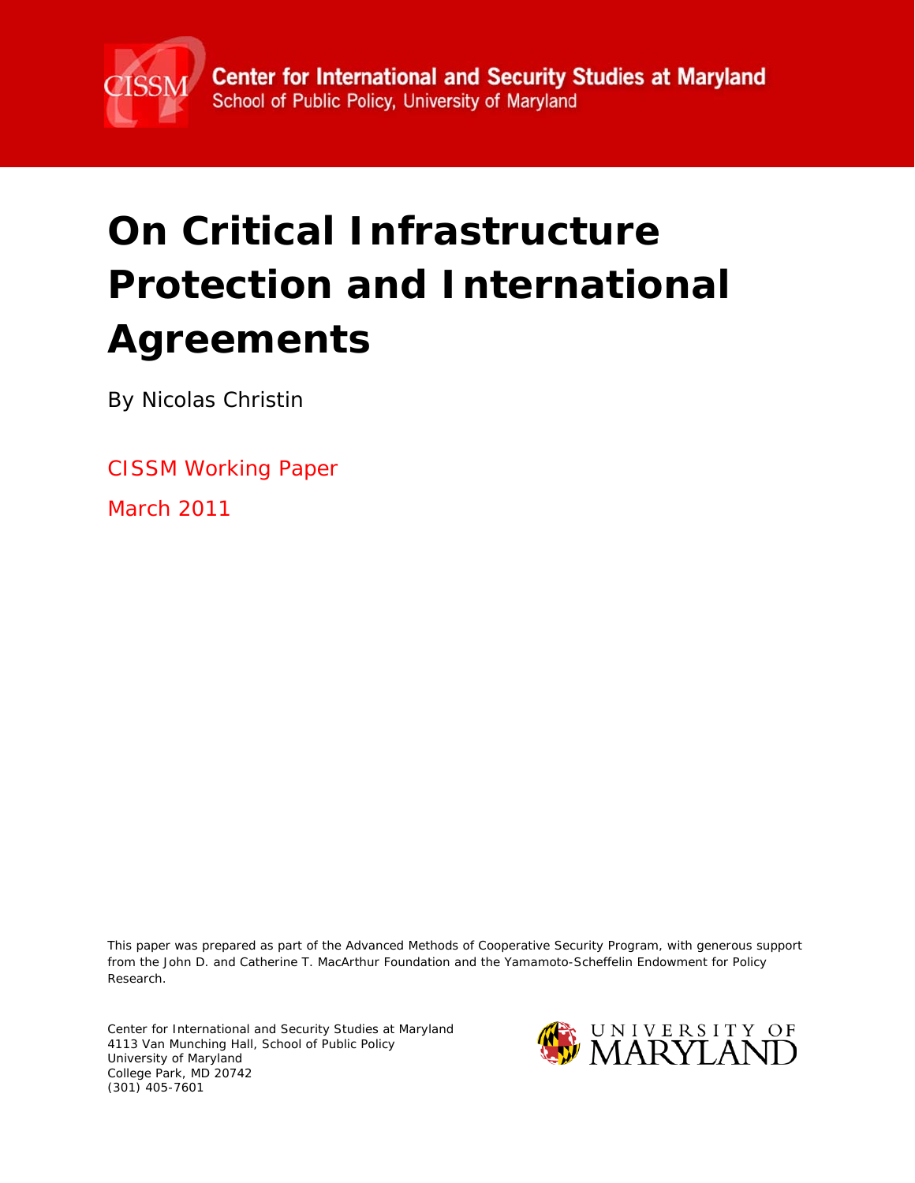Center for International and Security Studies at Maryland
School of Public Policy, University of Maryland

# On Critical Infrastructure Protection and International Agreements

By Nicolas Christin

CISSM Working Paper

March 2011

This paper was prepared as part of the Advanced Methods of Cooperative Security Program, with generous support from the John D. and Catherine T. MacArthur Foundation and the Yamamoto-Scheffelin Endowment for Policy Research.

Center for International and Security Studies at Maryland
4113 Van Munching Hall, School of Public Policy
University of Maryland
College Park, MD 20742
(301) 405-7601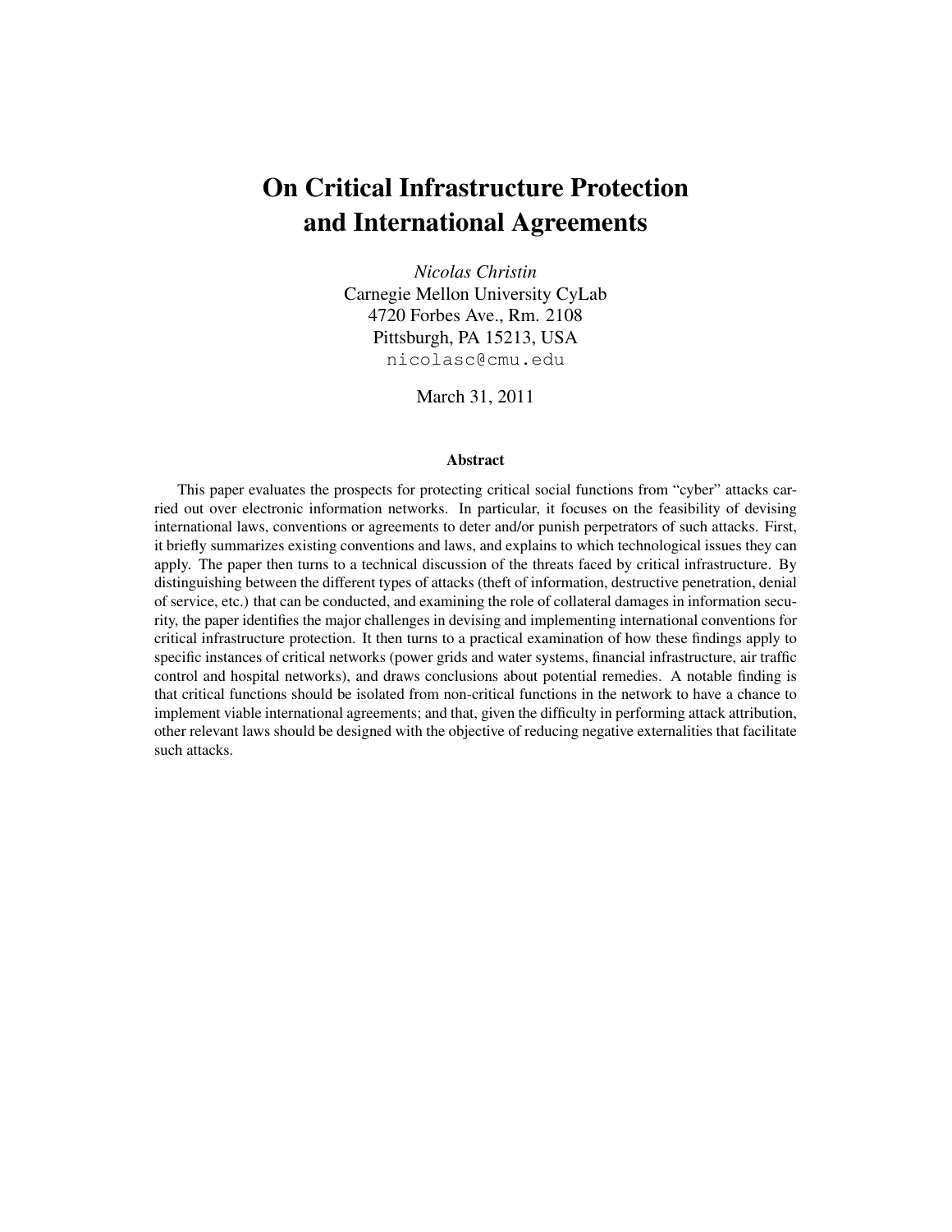# On Critical Infrastructure Protection and International Agreements

*Nicolas Christin*
Carnegie Mellon University CyLab
4720 Forbes Ave., Rm. 2108
Pittsburgh, PA 15213, USA
nicolasc@cmu.edu

March 31, 2011

### Abstract

This paper evaluates the prospects for protecting critical social functions from "cyber" attacks carried out over electronic information networks. In particular, it focuses on the feasibility of devising international laws, conventions or agreements to deter and/or punish perpetrators of such attacks. First, it briefly summarizes existing conventions and laws, and explains to which technological issues they can apply. The paper then turns to a technical discussion of the threats faced by critical infrastructure. By distinguishing between the different types of attacks (theft of information, destructive penetration, denial of service, etc.) that can be conducted, and examining the role of collateral damages in information security, the paper identifies the major challenges in devising and implementing international conventions for critical infrastructure protection. It then turns to a practical examination of how these findings apply to specific instances of critical networks (power grids and water systems, financial infrastructure, air traffic control and hospital networks), and draws conclusions about potential remedies. A notable finding is that critical functions should be isolated from non-critical functions in the network to have a chance to implement viable international agreements; and that, given the difficulty in performing attack attribution, other relevant laws should be designed with the objective of reducing negative externalities that facilitate such attacks.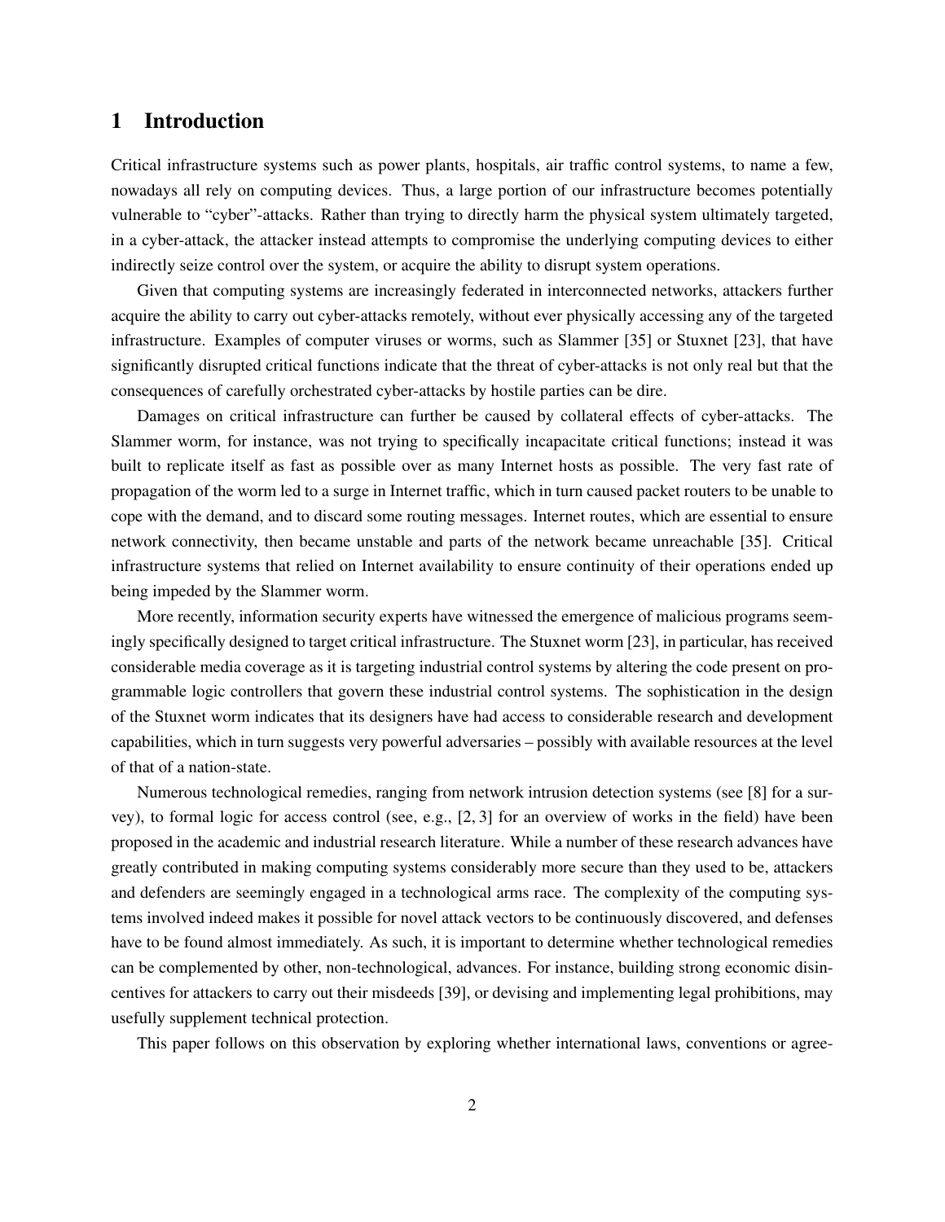## 1 Introduction

Critical infrastructure systems such as power plants, hospitals, air traffic control systems, to name a few, nowadays all rely on computing devices. Thus, a large portion of our infrastructure becomes potentially vulnerable to "cyber"-attacks. Rather than trying to directly harm the physical system ultimately targeted, in a cyber-attack, the attacker instead attempts to compromise the underlying computing devices to either indirectly seize control over the system, or acquire the ability to disrupt system operations.

Given that computing systems are increasingly federated in interconnected networks, attackers further acquire the ability to carry out cyber-attacks remotely, without ever physically accessing any of the targeted infrastructure. Examples of computer viruses or worms, such as Slammer [35] or Stuxnet [23], that have significantly disrupted critical functions indicate that the threat of cyber-attacks is not only real but that the consequences of carefully orchestrated cyber-attacks by hostile parties can be dire.

Damages on critical infrastructure can further be caused by collateral effects of cyber-attacks. The Slammer worm, for instance, was not trying to specifically incapacitate critical functions; instead it was built to replicate itself as fast as possible over as many Internet hosts as possible. The very fast rate of propagation of the worm led to a surge in Internet traffic, which in turn caused packet routers to be unable to cope with the demand, and to discard some routing messages. Internet routes, which are essential to ensure network connectivity, then became unstable and parts of the network became unreachable [35]. Critical infrastructure systems that relied on Internet availability to ensure continuity of their operations ended up being impeded by the Slammer worm.

More recently, information security experts have witnessed the emergence of malicious programs seemingly specifically designed to target critical infrastructure. The Stuxnet worm [23], in particular, has received considerable media coverage as it is targeting industrial control systems by altering the code present on programmable logic controllers that govern these industrial control systems. The sophistication in the design of the Stuxnet worm indicates that its designers have had access to considerable research and development capabilities, which in turn suggests very powerful adversaries – possibly with available resources at the level of that of a nation-state.

Numerous technological remedies, ranging from network intrusion detection systems (see [8] for a survey), to formal logic for access control (see, e.g., [2, 3] for an overview of works in the field) have been proposed in the academic and industrial research literature. While a number of these research advances have greatly contributed in making computing systems considerably more secure than they used to be, attackers and defenders are seemingly engaged in a technological arms race. The complexity of the computing systems involved indeed makes it possible for novel attack vectors to be continuously discovered, and defenses have to be found almost immediately. As such, it is important to determine whether technological remedies can be complemented by other, non-technological, advances. For instance, building strong economic disincentives for attackers to carry out their misdeeds [39], or devising and implementing legal prohibitions, may usefully supplement technical protection.

This paper follows on this observation by exploring whether international laws, conventions or agree-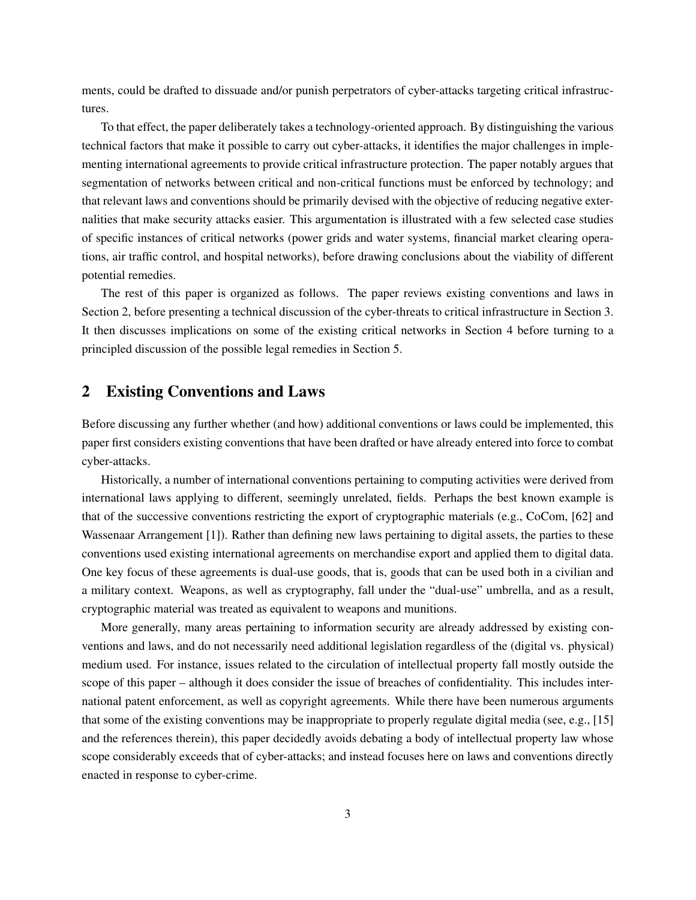ments, could be drafted to dissuade and/or punish perpetrators of cyber-attacks targeting critical infrastructures.

To that effect, the paper deliberately takes a technology-oriented approach. By distinguishing the various technical factors that make it possible to carry out cyber-attacks, it identifies the major challenges in implementing international agreements to provide critical infrastructure protection. The paper notably argues that segmentation of networks between critical and non-critical functions must be enforced by technology; and that relevant laws and conventions should be primarily devised with the objective of reducing negative externalities that make security attacks easier. This argumentation is illustrated with a few selected case studies of specific instances of critical networks (power grids and water systems, financial market clearing operations, air traffic control, and hospital networks), before drawing conclusions about the viability of different potential remedies.

The rest of this paper is organized as follows. The paper reviews existing conventions and laws in Section 2, before presenting a technical discussion of the cyber-threats to critical infrastructure in Section 3. It then discusses implications on some of the existing critical networks in Section 4 before turning to a principled discussion of the possible legal remedies in Section 5.

## 2 Existing Conventions and Laws

Before discussing any further whether (and how) additional conventions or laws could be implemented, this paper first considers existing conventions that have been drafted or have already entered into force to combat cyber-attacks.

Historically, a number of international conventions pertaining to computing activities were derived from international laws applying to different, seemingly unrelated, fields. Perhaps the best known example is that of the successive conventions restricting the export of cryptographic materials (e.g., CoCom, [62] and Wassenaar Arrangement [1]). Rather than defining new laws pertaining to digital assets, the parties to these conventions used existing international agreements on merchandise export and applied them to digital data. One key focus of these agreements is dual-use goods, that is, goods that can be used both in a civilian and a military context. Weapons, as well as cryptography, fall under the "dual-use" umbrella, and as a result, cryptographic material was treated as equivalent to weapons and munitions.

More generally, many areas pertaining to information security are already addressed by existing conventions and laws, and do not necessarily need additional legislation regardless of the (digital vs. physical) medium used. For instance, issues related to the circulation of intellectual property fall mostly outside the scope of this paper – although it does consider the issue of breaches of confidentiality. This includes international patent enforcement, as well as copyright agreements. While there have been numerous arguments that some of the existing conventions may be inappropriate to properly regulate digital media (see, e.g., [15] and the references therein), this paper decidedly avoids debating a body of intellectual property law whose scope considerably exceeds that of cyber-attacks; and instead focuses here on laws and conventions directly enacted in response to cyber-crime.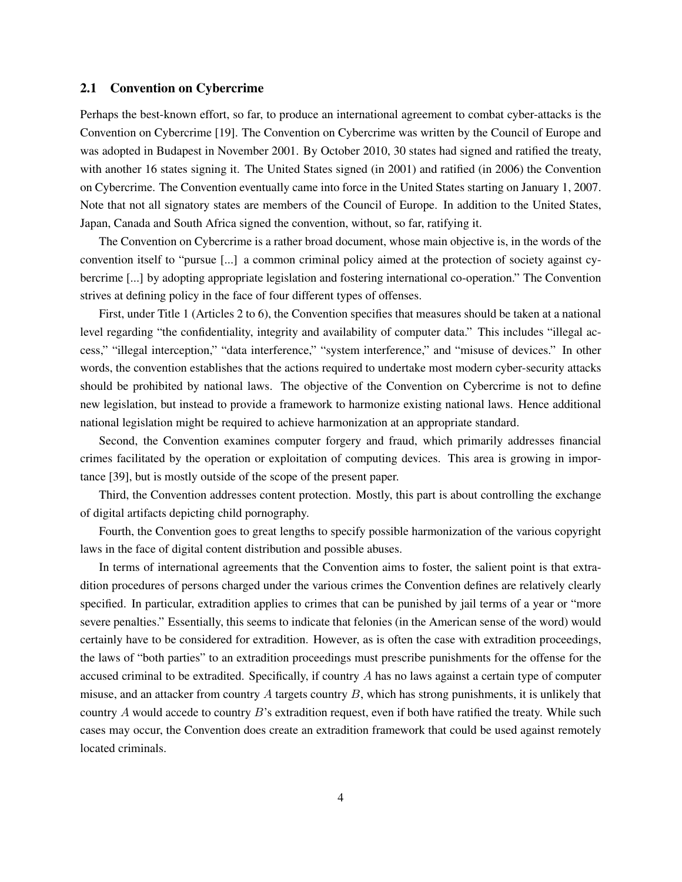## 2.1 Convention on Cybercrime

Perhaps the best-known effort, so far, to produce an international agreement to combat cyber-attacks is the Convention on Cybercrime [19]. The Convention on Cybercrime was written by the Council of Europe and was adopted in Budapest in November 2001. By October 2010, 30 states had signed and ratified the treaty, with another 16 states signing it. The United States signed (in 2001) and ratified (in 2006) the Convention on Cybercrime. The Convention eventually came into force in the United States starting on January 1, 2007. Note that not all signatory states are members of the Council of Europe. In addition to the United States, Japan, Canada and South Africa signed the convention, without, so far, ratifying it.

The Convention on Cybercrime is a rather broad document, whose main objective is, in the words of the convention itself to "pursue [...] a common criminal policy aimed at the protection of society against cybercrime [...] by adopting appropriate legislation and fostering international co-operation." The Convention strives at defining policy in the face of four different types of offenses.

First, under Title 1 (Articles 2 to 6), the Convention specifies that measures should be taken at a national level regarding "the confidentiality, integrity and availability of computer data." This includes "illegal access," "illegal interception," "data interference," "system interference," and "misuse of devices." In other words, the convention establishes that the actions required to undertake most modern cyber-security attacks should be prohibited by national laws. The objective of the Convention on Cybercrime is not to define new legislation, but instead to provide a framework to harmonize existing national laws. Hence additional national legislation might be required to achieve harmonization at an appropriate standard.

Second, the Convention examines computer forgery and fraud, which primarily addresses financial crimes facilitated by the operation or exploitation of computing devices. This area is growing in importance [39], but is mostly outside of the scope of the present paper.

Third, the Convention addresses content protection. Mostly, this part is about controlling the exchange of digital artifacts depicting child pornography.

Fourth, the Convention goes to great lengths to specify possible harmonization of the various copyright laws in the face of digital content distribution and possible abuses.

In terms of international agreements that the Convention aims to foster, the salient point is that extradition procedures of persons charged under the various crimes the Convention defines are relatively clearly specified. In particular, extradition applies to crimes that can be punished by jail terms of a year or "more severe penalties." Essentially, this seems to indicate that felonies (in the American sense of the word) would certainly have to be considered for extradition. However, as is often the case with extradition proceedings, the laws of "both parties" to an extradition proceedings must prescribe punishments for the offense for the accused criminal to be extradited. Specifically, if country $A$ has no laws against a certain type of computer misuse, and an attacker from country $A$ targets country $B$, which has strong punishments, it is unlikely that country $A$ would accede to country $B$'s extradition request, even if both have ratified the treaty. While such cases may occur, the Convention does create an extradition framework that could be used against remotely located criminals.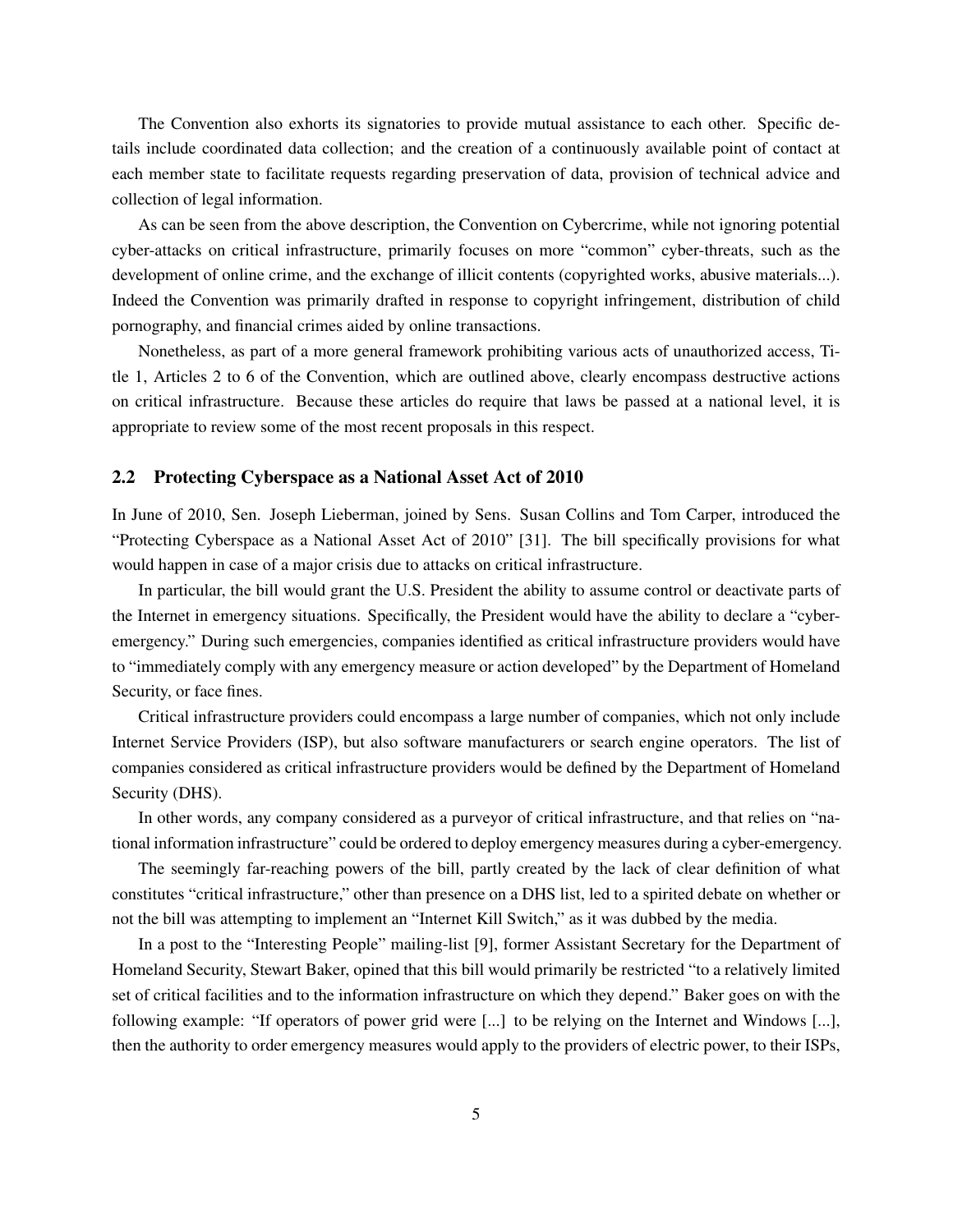The Convention also exhorts its signatories to provide mutual assistance to each other. Specific details include coordinated data collection; and the creation of a continuously available point of contact at each member state to facilitate requests regarding preservation of data, provision of technical advice and collection of legal information.

As can be seen from the above description, the Convention on Cybercrime, while not ignoring potential cyber-attacks on critical infrastructure, primarily focuses on more "common" cyber-threats, such as the development of online crime, and the exchange of illicit contents (copyrighted works, abusive materials...). Indeed the Convention was primarily drafted in response to copyright infringement, distribution of child pornography, and financial crimes aided by online transactions.

Nonetheless, as part of a more general framework prohibiting various acts of unauthorized access, Title 1, Articles 2 to 6 of the Convention, which are outlined above, clearly encompass destructive actions on critical infrastructure. Because these articles do require that laws be passed at a national level, it is appropriate to review some of the most recent proposals in this respect.

## 2.2 Protecting Cyberspace as a National Asset Act of 2010

In June of 2010, Sen. Joseph Lieberman, joined by Sens. Susan Collins and Tom Carper, introduced the "Protecting Cyberspace as a National Asset Act of 2010" [31]. The bill specifically provisions for what would happen in case of a major crisis due to attacks on critical infrastructure.

In particular, the bill would grant the U.S. President the ability to assume control or deactivate parts of the Internet in emergency situations. Specifically, the President would have the ability to declare a "cyber-emergency." During such emergencies, companies identified as critical infrastructure providers would have to "immediately comply with any emergency measure or action developed" by the Department of Homeland Security, or face fines.

Critical infrastructure providers could encompass a large number of companies, which not only include Internet Service Providers (ISP), but also software manufacturers or search engine operators. The list of companies considered as critical infrastructure providers would be defined by the Department of Homeland Security (DHS).

In other words, any company considered as a purveyor of critical infrastructure, and that relies on "national information infrastructure" could be ordered to deploy emergency measures during a cyber-emergency.

The seemingly far-reaching powers of the bill, partly created by the lack of clear definition of what constitutes "critical infrastructure," other than presence on a DHS list, led to a spirited debate on whether or not the bill was attempting to implement an "Internet Kill Switch," as it was dubbed by the media.

In a post to the "Interesting People" mailing-list [9], former Assistant Secretary for the Department of Homeland Security, Stewart Baker, opined that this bill would primarily be restricted "to a relatively limited set of critical facilities and to the information infrastructure on which they depend." Baker goes on with the following example: "If operators of power grid were [...] to be relying on the Internet and Windows [...], then the authority to order emergency measures would apply to the providers of electric power, to their ISPs,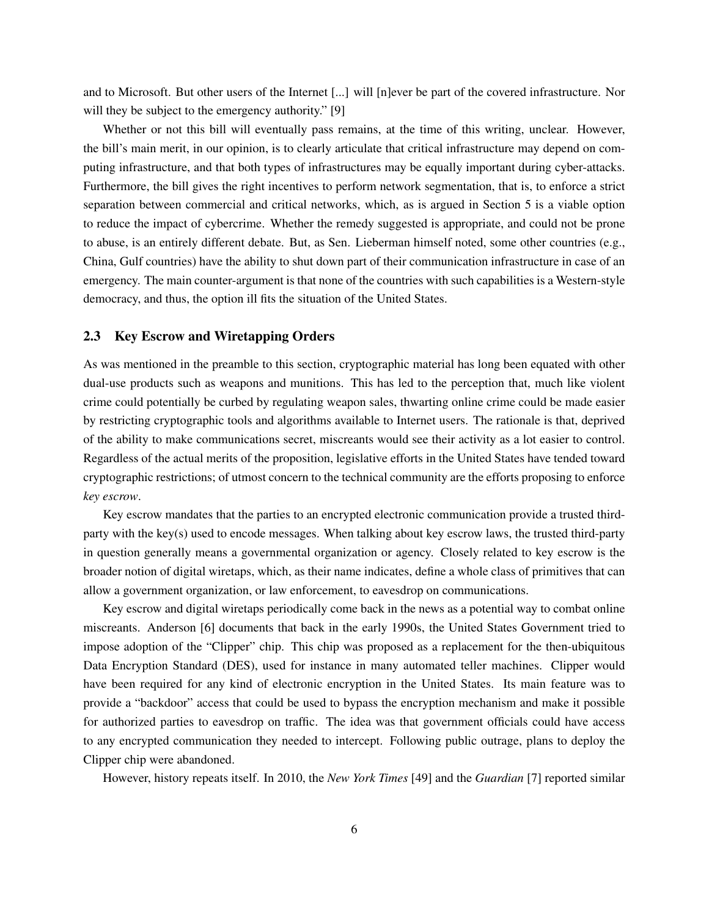and to Microsoft. But other users of the Internet [...] will [n]ever be part of the covered infrastructure. Nor will they be subject to the emergency authority." [9]

Whether or not this bill will eventually pass remains, at the time of this writing, unclear. However, the bill's main merit, in our opinion, is to clearly articulate that critical infrastructure may depend on computing infrastructure, and that both types of infrastructures may be equally important during cyber-attacks. Furthermore, the bill gives the right incentives to perform network segmentation, that is, to enforce a strict separation between commercial and critical networks, which, as is argued in Section 5 is a viable option to reduce the impact of cybercrime. Whether the remedy suggested is appropriate, and could not be prone to abuse, is an entirely different debate. But, as Sen. Lieberman himself noted, some other countries (e.g., China, Gulf countries) have the ability to shut down part of their communication infrastructure in case of an emergency. The main counter-argument is that none of the countries with such capabilities is a Western-style democracy, and thus, the option ill fits the situation of the United States.

### 2.3 Key Escrow and Wiretapping Orders

As was mentioned in the preamble to this section, cryptographic material has long been equated with other dual-use products such as weapons and munitions. This has led to the perception that, much like violent crime could potentially be curbed by regulating weapon sales, thwarting online crime could be made easier by restricting cryptographic tools and algorithms available to Internet users. The rationale is that, deprived of the ability to make communications secret, miscreants would see their activity as a lot easier to control. Regardless of the actual merits of the proposition, legislative efforts in the United States have tended toward cryptographic restrictions; of utmost concern to the technical community are the efforts proposing to enforce *key escrow*.

Key escrow mandates that the parties to an encrypted electronic communication provide a trusted third-party with the key(s) used to encode messages. When talking about key escrow laws, the trusted third-party in question generally means a governmental organization or agency. Closely related to key escrow is the broader notion of digital wiretaps, which, as their name indicates, define a whole class of primitives that can allow a government organization, or law enforcement, to eavesdrop on communications.

Key escrow and digital wiretaps periodically come back in the news as a potential way to combat online miscreants. Anderson [6] documents that back in the early 1990s, the United States Government tried to impose adoption of the "Clipper" chip. This chip was proposed as a replacement for the then-ubiquitous Data Encryption Standard (DES), used for instance in many automated teller machines. Clipper would have been required for any kind of electronic encryption in the United States. Its main feature was to provide a "backdoor" access that could be used to bypass the encryption mechanism and make it possible for authorized parties to eavesdrop on traffic. The idea was that government officials could have access to any encrypted communication they needed to intercept. Following public outrage, plans to deploy the Clipper chip were abandoned.

However, history repeats itself. In 2010, the *New York Times* [49] and the *Guardian* [7] reported similar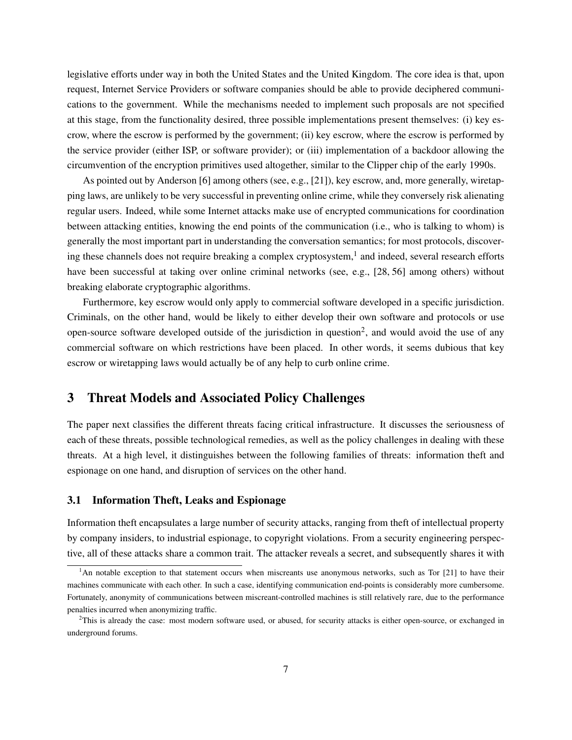legislative efforts under way in both the United States and the United Kingdom. The core idea is that, upon request, Internet Service Providers or software companies should be able to provide deciphered communications to the government. While the mechanisms needed to implement such proposals are not specified at this stage, from the functionality desired, three possible implementations present themselves: (i) key escrow, where the escrow is performed by the government; (ii) key escrow, where the escrow is performed by the service provider (either ISP, or software provider); or (iii) implementation of a backdoor allowing the circumvention of the encryption primitives used altogether, similar to the Clipper chip of the early 1990s.

As pointed out by Anderson [6] among others (see, e.g., [21]), key escrow, and, more generally, wiretapping laws, are unlikely to be very successful in preventing online crime, while they conversely risk alienating regular users. Indeed, while some Internet attacks make use of encrypted communications for coordination between attacking entities, knowing the end points of the communication (i.e., who is talking to whom) is generally the most important part in understanding the conversation semantics; for most protocols, discovering these channels does not require breaking a complex cryptosystem,[1] and indeed, several research efforts have been successful at taking over online criminal networks (see, e.g., [28, 56] among others) without breaking elaborate cryptographic algorithms.

Furthermore, key escrow would only apply to commercial software developed in a specific jurisdiction. Criminals, on the other hand, would be likely to either develop their own software and protocols or use open-source software developed outside of the jurisdiction in question[2], and would avoid the use of any commercial software on which restrictions have been placed. In other words, it seems dubious that key escrow or wiretapping laws would actually be of any help to curb online crime.

## 3 Threat Models and Associated Policy Challenges

The paper next classifies the different threats facing critical infrastructure. It discusses the seriousness of each of these threats, possible technological remedies, as well as the policy challenges in dealing with these threats. At a high level, it distinguishes between the following families of threats: information theft and espionage on one hand, and disruption of services on the other hand.

### 3.1 Information Theft, Leaks and Espionage

Information theft encapsulates a large number of security attacks, ranging from theft of intellectual property by company insiders, to industrial espionage, to copyright violations. From a security engineering perspective, all of these attacks share a common trait. The attacker reveals a secret, and subsequently shares it with

[1] An notable exception to that statement occurs when miscreants use anonymous networks, such as Tor [21] to have their machines communicate with each other. In such a case, identifying communication end-points is considerably more cumbersome. Fortunately, anonymity of communications between miscreant-controlled machines is still relatively rare, due to the performance penalties incurred when anonymizing traffic.

[2] This is already the case: most modern software used, or abused, for security attacks is either open-source, or exchanged in underground forums.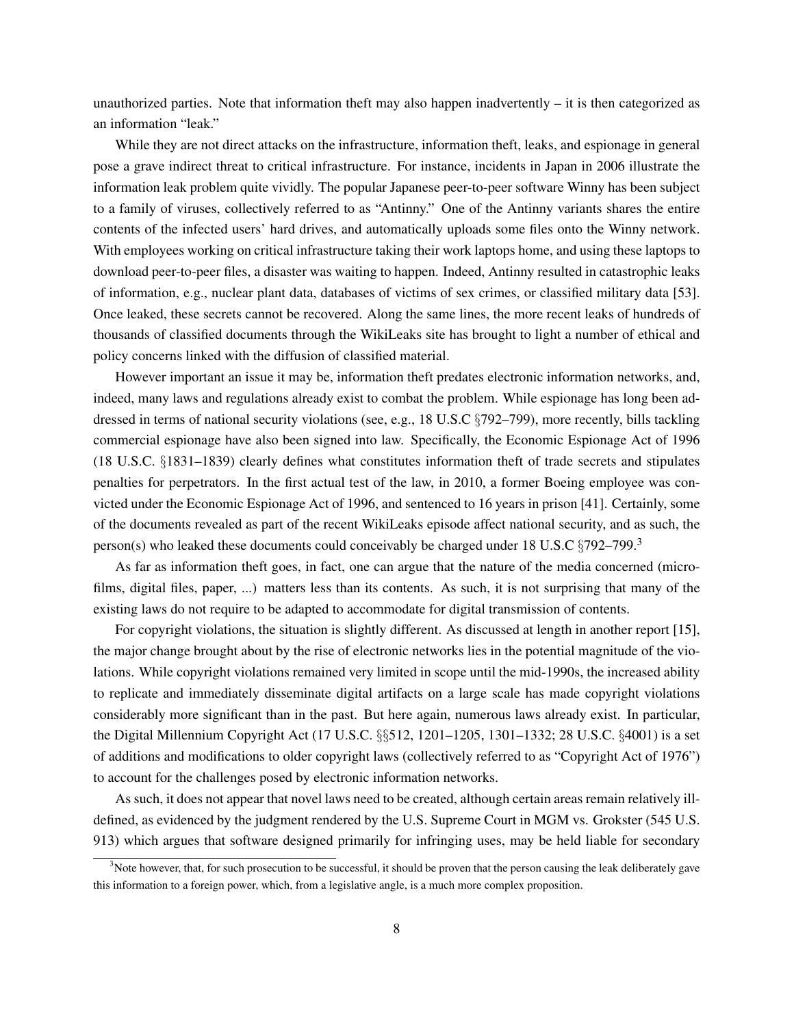unauthorized parties. Note that information theft may also happen inadvertently – it is then categorized as an information "leak."

While they are not direct attacks on the infrastructure, information theft, leaks, and espionage in general pose a grave indirect threat to critical infrastructure. For instance, incidents in Japan in 2006 illustrate the information leak problem quite vividly. The popular Japanese peer-to-peer software Winny has been subject to a family of viruses, collectively referred to as "Antinny." One of the Antinny variants shares the entire contents of the infected users' hard drives, and automatically uploads some files onto the Winny network. With employees working on critical infrastructure taking their work laptops home, and using these laptops to download peer-to-peer files, a disaster was waiting to happen. Indeed, Antinny resulted in catastrophic leaks of information, e.g., nuclear plant data, databases of victims of sex crimes, or classified military data [53]. Once leaked, these secrets cannot be recovered. Along the same lines, the more recent leaks of hundreds of thousands of classified documents through the WikiLeaks site has brought to light a number of ethical and policy concerns linked with the diffusion of classified material.

However important an issue it may be, information theft predates electronic information networks, and, indeed, many laws and regulations already exist to combat the problem. While espionage has long been addressed in terms of national security violations (see, e.g., 18 U.S.C §792–799), more recently, bills tackling commercial espionage have also been signed into law. Specifically, the Economic Espionage Act of 1996 (18 U.S.C. §1831–1839) clearly defines what constitutes information theft of trade secrets and stipulates penalties for perpetrators. In the first actual test of the law, in 2010, a former Boeing employee was convicted under the Economic Espionage Act of 1996, and sentenced to 16 years in prison [41]. Certainly, some of the documents revealed as part of the recent WikiLeaks episode affect national security, and as such, the person(s) who leaked these documents could conceivably be charged under 18 U.S.C §792–799.[3]

As far as information theft goes, in fact, one can argue that the nature of the media concerned (microfilms, digital files, paper, ...) matters less than its contents. As such, it is not surprising that many of the existing laws do not require to be adapted to accommodate for digital transmission of contents.

For copyright violations, the situation is slightly different. As discussed at length in another report [15], the major change brought about by the rise of electronic networks lies in the potential magnitude of the violations. While copyright violations remained very limited in scope until the mid-1990s, the increased ability to replicate and immediately disseminate digital artifacts on a large scale has made copyright violations considerably more significant than in the past. But here again, numerous laws already exist. In particular, the Digital Millennium Copyright Act (17 U.S.C. §§512, 1201–1205, 1301–1332; 28 U.S.C. §4001) is a set of additions and modifications to older copyright laws (collectively referred to as "Copyright Act of 1976") to account for the challenges posed by electronic information networks.

As such, it does not appear that novel laws need to be created, although certain areas remain relatively ill-defined, as evidenced by the judgment rendered by the U.S. Supreme Court in MGM vs. Grokster (545 U.S. 913) which argues that software designed primarily for infringing uses, may be held liable for secondary

[3] Note however, that, for such prosecution to be successful, it should be proven that the person causing the leak deliberately gave this information to a foreign power, which, from a legislative angle, is a much more complex proposition.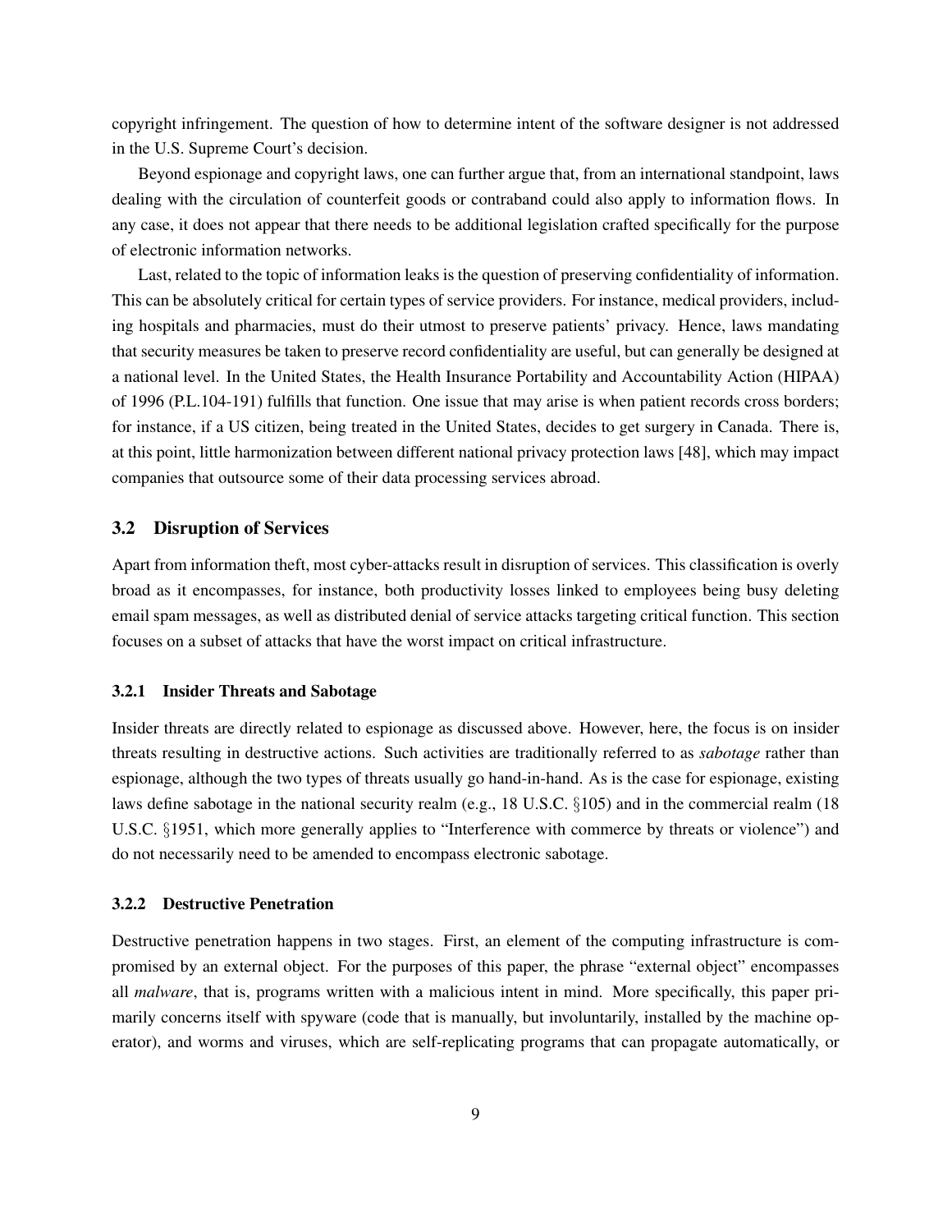copyright infringement. The question of how to determine intent of the software designer is not addressed in the U.S. Supreme Court's decision.

Beyond espionage and copyright laws, one can further argue that, from an international standpoint, laws dealing with the circulation of counterfeit goods or contraband could also apply to information flows. In any case, it does not appear that there needs to be additional legislation crafted specifically for the purpose of electronic information networks.

Last, related to the topic of information leaks is the question of preserving confidentiality of information. This can be absolutely critical for certain types of service providers. For instance, medical providers, including hospitals and pharmacies, must do their utmost to preserve patients' privacy. Hence, laws mandating that security measures be taken to preserve record confidentiality are useful, but can generally be designed at a national level. In the United States, the Health Insurance Portability and Accountability Action (HIPAA) of 1996 (P.L.104-191) fulfills that function. One issue that may arise is when patient records cross borders; for instance, if a US citizen, being treated in the United States, decides to get surgery in Canada. There is, at this point, little harmonization between different national privacy protection laws [48], which may impact companies that outsource some of their data processing services abroad.

### 3.2 Disruption of Services

Apart from information theft, most cyber-attacks result in disruption of services. This classification is overly broad as it encompasses, for instance, both productivity losses linked to employees being busy deleting email spam messages, as well as distributed denial of service attacks targeting critical function. This section focuses on a subset of attacks that have the worst impact on critical infrastructure.

#### 3.2.1 Insider Threats and Sabotage

Insider threats are directly related to espionage as discussed above. However, here, the focus is on insider threats resulting in destructive actions. Such activities are traditionally referred to as *sabotage* rather than espionage, although the two types of threats usually go hand-in-hand. As is the case for espionage, existing laws define sabotage in the national security realm (e.g., 18 U.S.C. §105) and in the commercial realm (18 U.S.C. §1951, which more generally applies to "Interference with commerce by threats or violence") and do not necessarily need to be amended to encompass electronic sabotage.

#### 3.2.2 Destructive Penetration

Destructive penetration happens in two stages. First, an element of the computing infrastructure is compromised by an external object. For the purposes of this paper, the phrase "external object" encompasses all *malware*, that is, programs written with a malicious intent in mind. More specifically, this paper primarily concerns itself with spyware (code that is manually, but involuntarily, installed by the machine operator), and worms and viruses, which are self-replicating programs that can propagate automatically, or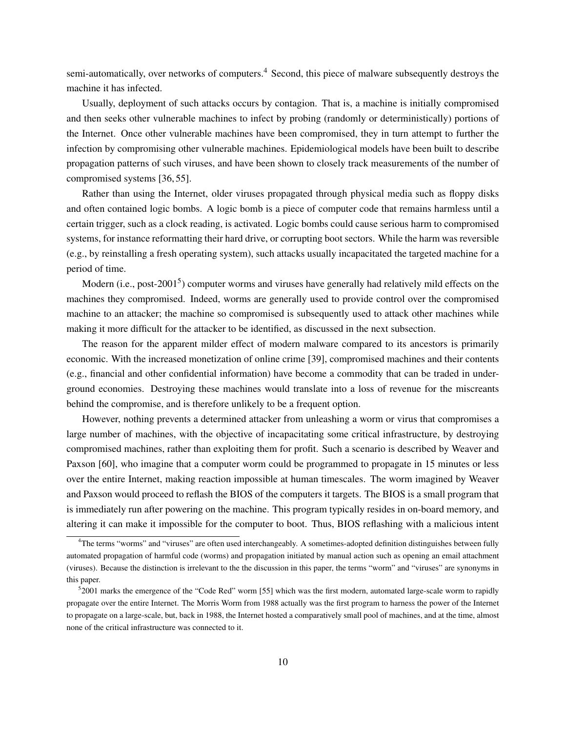semi-automatically, over networks of computers.[4] Second, this piece of malware subsequently destroys the machine it has infected.

Usually, deployment of such attacks occurs by contagion. That is, a machine is initially compromised and then seeks other vulnerable machines to infect by probing (randomly or deterministically) portions of the Internet. Once other vulnerable machines have been compromised, they in turn attempt to further the infection by compromising other vulnerable machines. Epidemiological models have been built to describe propagation patterns of such viruses, and have been shown to closely track measurements of the number of compromised systems [36, 55].

Rather than using the Internet, older viruses propagated through physical media such as floppy disks and often contained logic bombs. A logic bomb is a piece of computer code that remains harmless until a certain trigger, such as a clock reading, is activated. Logic bombs could cause serious harm to compromised systems, for instance reformatting their hard drive, or corrupting boot sectors. While the harm was reversible (e.g., by reinstalling a fresh operating system), such attacks usually incapacitated the targeted machine for a period of time.

Modern (i.e., post-2001[5]) computer worms and viruses have generally had relatively mild effects on the machines they compromised. Indeed, worms are generally used to provide control over the compromised machine to an attacker; the machine so compromised is subsequently used to attack other machines while making it more difficult for the attacker to be identified, as discussed in the next subsection.

The reason for the apparent milder effect of modern malware compared to its ancestors is primarily economic. With the increased monetization of online crime [39], compromised machines and their contents (e.g., financial and other confidential information) have become a commodity that can be traded in underground economies. Destroying these machines would translate into a loss of revenue for the miscreants behind the compromise, and is therefore unlikely to be a frequent option.

However, nothing prevents a determined attacker from unleashing a worm or virus that compromises a large number of machines, with the objective of incapacitating some critical infrastructure, by destroying compromised machines, rather than exploiting them for profit. Such a scenario is described by Weaver and Paxson [60], who imagine that a computer worm could be programmed to propagate in 15 minutes or less over the entire Internet, making reaction impossible at human timescales. The worm imagined by Weaver and Paxson would proceed to reflash the BIOS of the computers it targets. The BIOS is a small program that is immediately run after powering on the machine. This program typically resides in on-board memory, and altering it can make it impossible for the computer to boot. Thus, BIOS reflashing with a malicious intent

[4] The terms "worms" and "viruses" are often used interchangeably. A sometimes-adopted definition distinguishes between fully automated propagation of harmful code (worms) and propagation initiated by manual action such as opening an email attachment (viruses). Because the distinction is irrelevant to the the discussion in this paper, the terms "worm" and "viruses" are synonyms in this paper.

[5] 2001 marks the emergence of the "Code Red" worm [55] which was the first modern, automated large-scale worm to rapidly propagate over the entire Internet. The Morris Worm from 1988 actually was the first program to harness the power of the Internet to propagate on a large-scale, but, back in 1988, the Internet hosted a comparatively small pool of machines, and at the time, almost none of the critical infrastructure was connected to it.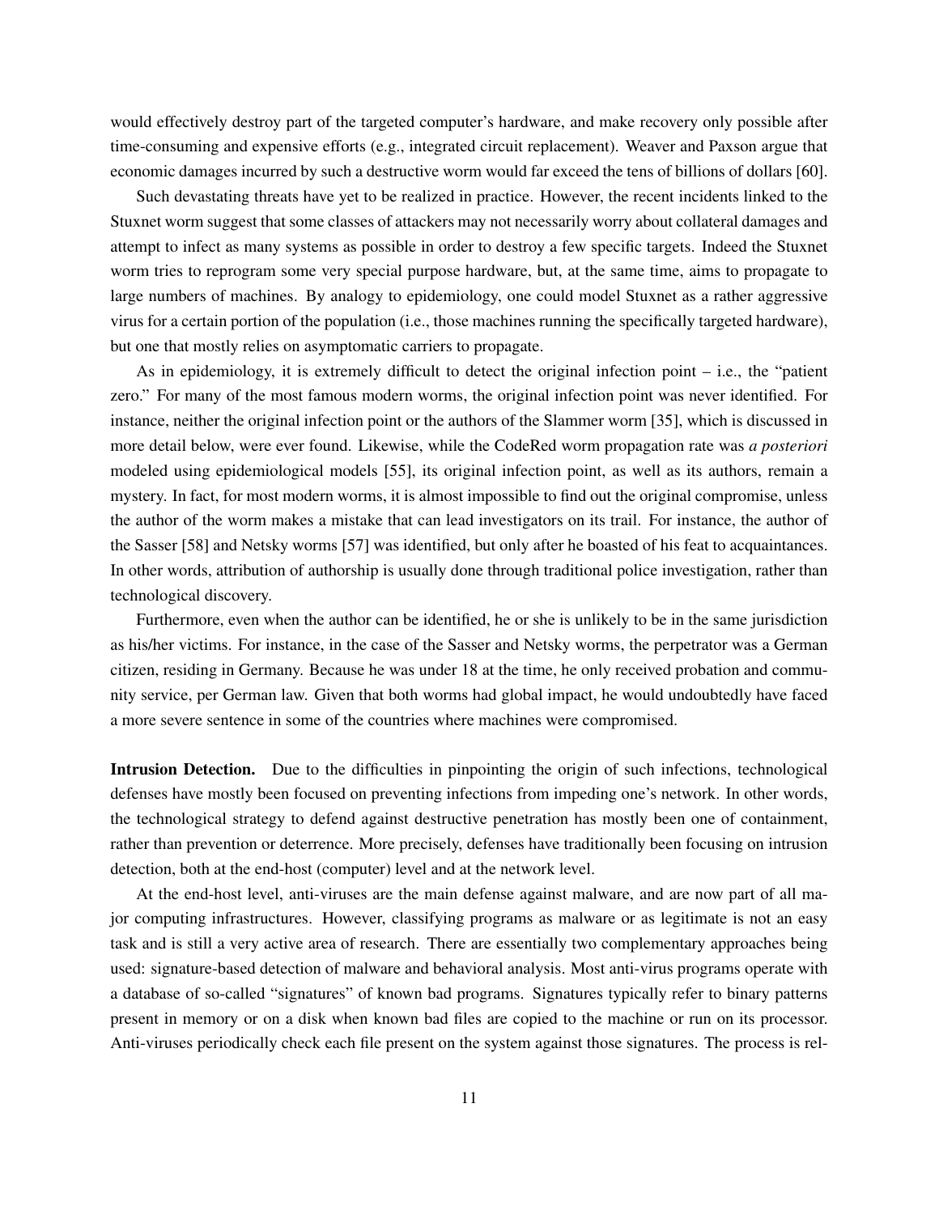would effectively destroy part of the targeted computer's hardware, and make recovery only possible after time-consuming and expensive efforts (e.g., integrated circuit replacement). Weaver and Paxson argue that economic damages incurred by such a destructive worm would far exceed the tens of billions of dollars [60].

Such devastating threats have yet to be realized in practice. However, the recent incidents linked to the Stuxnet worm suggest that some classes of attackers may not necessarily worry about collateral damages and attempt to infect as many systems as possible in order to destroy a few specific targets. Indeed the Stuxnet worm tries to reprogram some very special purpose hardware, but, at the same time, aims to propagate to large numbers of machines. By analogy to epidemiology, one could model Stuxnet as a rather aggressive virus for a certain portion of the population (i.e., those machines running the specifically targeted hardware), but one that mostly relies on asymptomatic carriers to propagate.

As in epidemiology, it is extremely difficult to detect the original infection point – i.e., the "patient zero." For many of the most famous modern worms, the original infection point was never identified. For instance, neither the original infection point or the authors of the Slammer worm [35], which is discussed in more detail below, were ever found. Likewise, while the CodeRed worm propagation rate was *a posteriori* modeled using epidemiological models [55], its original infection point, as well as its authors, remain a mystery. In fact, for most modern worms, it is almost impossible to find out the original compromise, unless the author of the worm makes a mistake that can lead investigators on its trail. For instance, the author of the Sasser [58] and Netsky worms [57] was identified, but only after he boasted of his feat to acquaintances. In other words, attribution of authorship is usually done through traditional police investigation, rather than technological discovery.

Furthermore, even when the author can be identified, he or she is unlikely to be in the same jurisdiction as his/her victims. For instance, in the case of the Sasser and Netsky worms, the perpetrator was a German citizen, residing in Germany. Because he was under 18 at the time, he only received probation and community service, per German law. Given that both worms had global impact, he would undoubtedly have faced a more severe sentence in some of the countries where machines were compromised.

**Intrusion Detection.** Due to the difficulties in pinpointing the origin of such infections, technological defenses have mostly been focused on preventing infections from impeding one's network. In other words, the technological strategy to defend against destructive penetration has mostly been one of containment, rather than prevention or deterrence. More precisely, defenses have traditionally been focusing on intrusion detection, both at the end-host (computer) level and at the network level.

At the end-host level, anti-viruses are the main defense against malware, and are now part of all major computing infrastructures. However, classifying programs as malware or as legitimate is not an easy task and is still a very active area of research. There are essentially two complementary approaches being used: signature-based detection of malware and behavioral analysis. Most anti-virus programs operate with a database of so-called "signatures" of known bad programs. Signatures typically refer to binary patterns present in memory or on a disk when known bad files are copied to the machine or run on its processor. Anti-viruses periodically check each file present on the system against those signatures. The process is rel-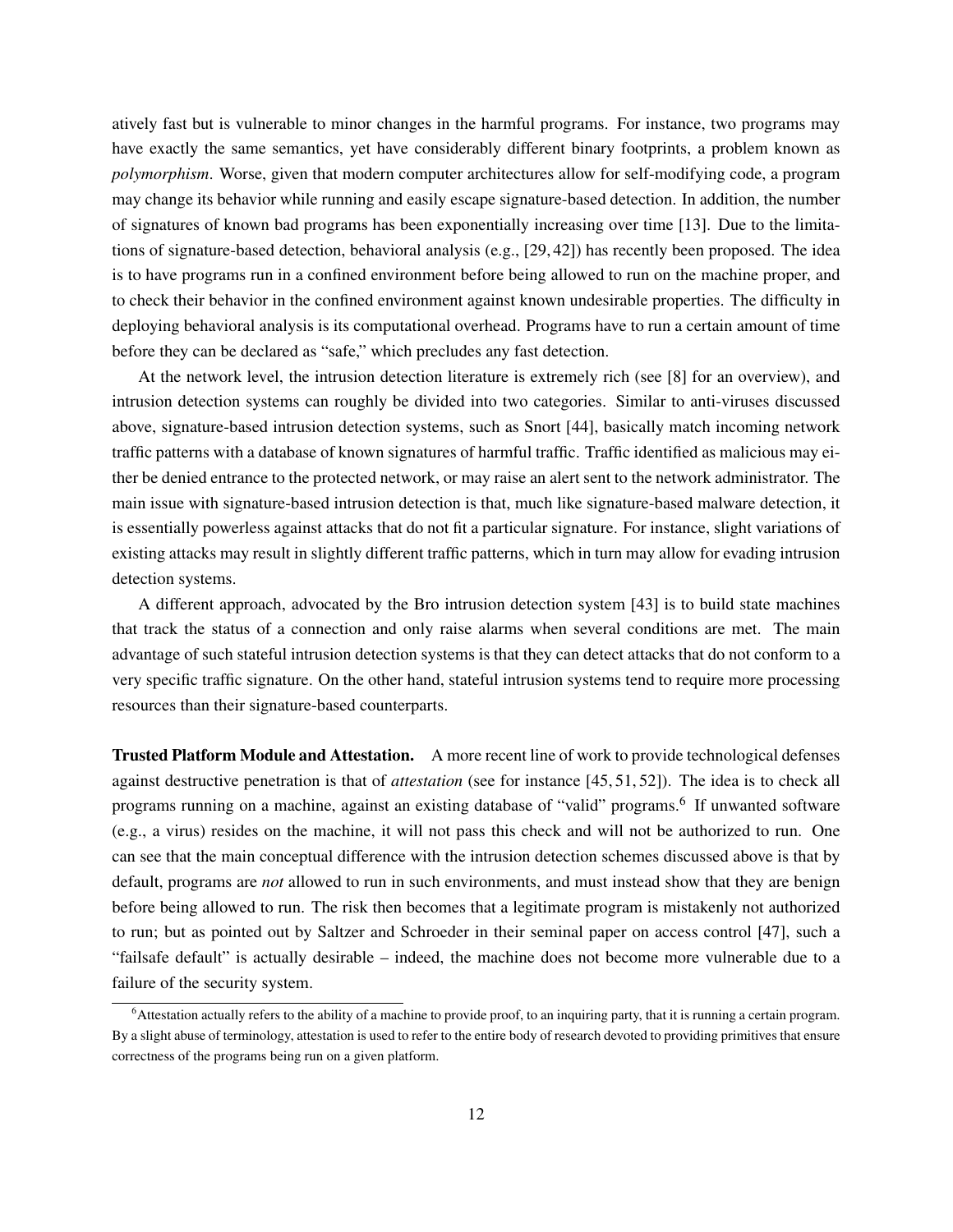atively fast but is vulnerable to minor changes in the harmful programs. For instance, two programs may have exactly the same semantics, yet have considerably different binary footprints, a problem known as *polymorphism*. Worse, given that modern computer architectures allow for self-modifying code, a program may change its behavior while running and easily escape signature-based detection. In addition, the number of signatures of known bad programs has been exponentially increasing over time [13]. Due to the limitations of signature-based detection, behavioral analysis (e.g., [29, 42]) has recently been proposed. The idea is to have programs run in a confined environment before being allowed to run on the machine proper, and to check their behavior in the confined environment against known undesirable properties. The difficulty in deploying behavioral analysis is its computational overhead. Programs have to run a certain amount of time before they can be declared as "safe," which precludes any fast detection.

At the network level, the intrusion detection literature is extremely rich (see [8] for an overview), and intrusion detection systems can roughly be divided into two categories. Similar to anti-viruses discussed above, signature-based intrusion detection systems, such as Snort [44], basically match incoming network traffic patterns with a database of known signatures of harmful traffic. Traffic identified as malicious may either be denied entrance to the protected network, or may raise an alert sent to the network administrator. The main issue with signature-based intrusion detection is that, much like signature-based malware detection, it is essentially powerless against attacks that do not fit a particular signature. For instance, slight variations of existing attacks may result in slightly different traffic patterns, which in turn may allow for evading intrusion detection systems.

A different approach, advocated by the Bro intrusion detection system [43] is to build state machines that track the status of a connection and only raise alarms when several conditions are met. The main advantage of such stateful intrusion detection systems is that they can detect attacks that do not conform to a very specific traffic signature. On the other hand, stateful intrusion systems tend to require more processing resources than their signature-based counterparts.

**Trusted Platform Module and Attestation.** A more recent line of work to provide technological defenses against destructive penetration is that of *attestation* (see for instance [45, 51, 52]). The idea is to check all programs running on a machine, against an existing database of "valid" programs.[6] If unwanted software (e.g., a virus) resides on the machine, it will not pass this check and will not be authorized to run. One can see that the main conceptual difference with the intrusion detection schemes discussed above is that by default, programs are *not* allowed to run in such environments, and must instead show that they are benign before being allowed to run. The risk then becomes that a legitimate program is mistakenly not authorized to run; but as pointed out by Saltzer and Schroeder in their seminal paper on access control [47], such a "failsafe default" is actually desirable – indeed, the machine does not become more vulnerable due to a failure of the security system.

[6] Attestation actually refers to the ability of a machine to provide proof, to an inquiring party, that it is running a certain program. By a slight abuse of terminology, attestation is used to refer to the entire body of research devoted to providing primitives that ensure correctness of the programs being run on a given platform.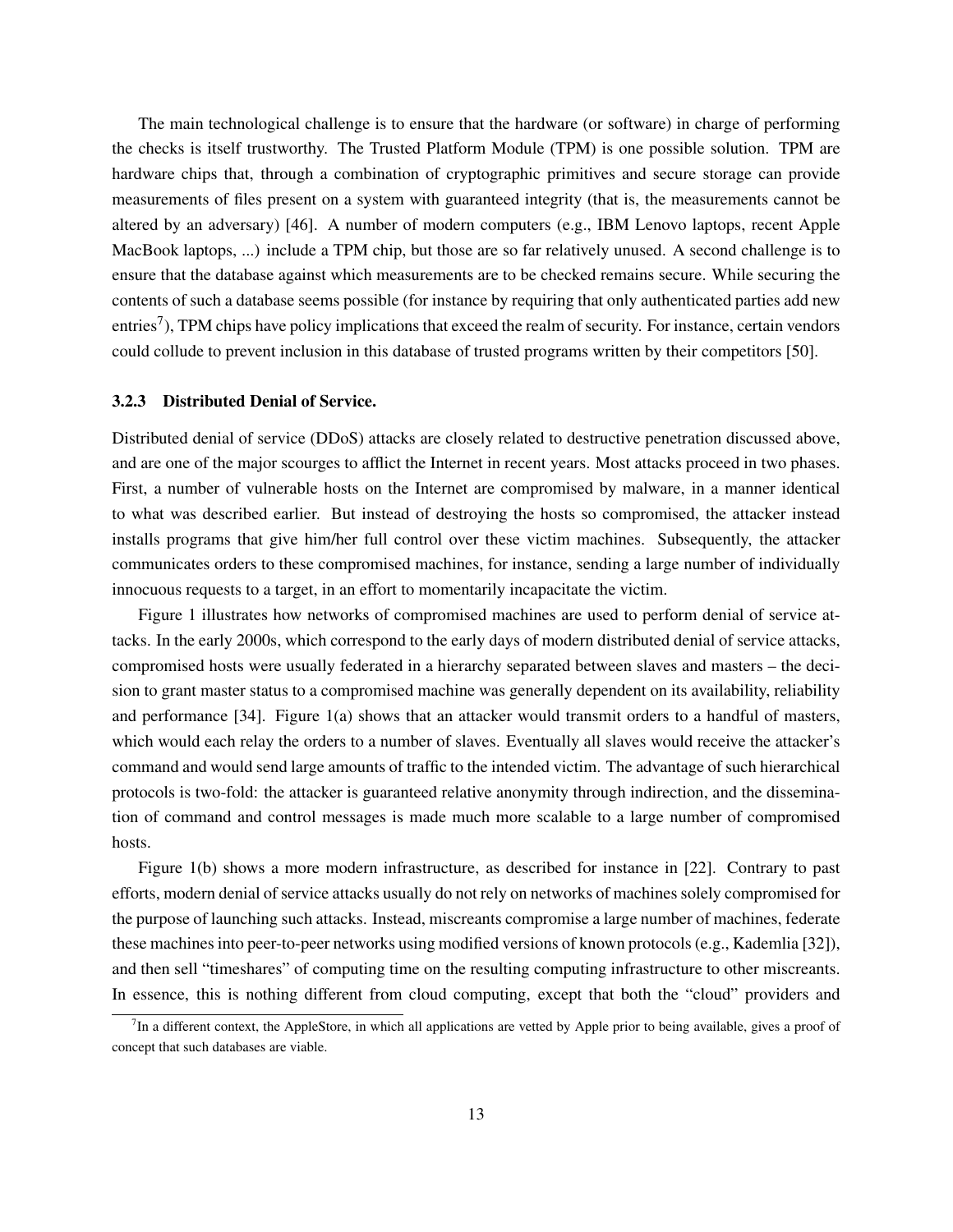The main technological challenge is to ensure that the hardware (or software) in charge of performing the checks is itself trustworthy. The Trusted Platform Module (TPM) is one possible solution. TPM are hardware chips that, through a combination of cryptographic primitives and secure storage can provide measurements of files present on a system with guaranteed integrity (that is, the measurements cannot be altered by an adversary) [46]. A number of modern computers (e.g., IBM Lenovo laptops, recent Apple MacBook laptops, ...) include a TPM chip, but those are so far relatively unused. A second challenge is to ensure that the database against which measurements are to be checked remains secure. While securing the contents of such a database seems possible (for instance by requiring that only authenticated parties add new entries[7]), TPM chips have policy implications that exceed the realm of security. For instance, certain vendors could collude to prevent inclusion in this database of trusted programs written by their competitors [50].

### 3.2.3 Distributed Denial of Service.

Distributed denial of service (DDoS) attacks are closely related to destructive penetration discussed above, and are one of the major scourges to afflict the Internet in recent years. Most attacks proceed in two phases. First, a number of vulnerable hosts on the Internet are compromised by malware, in a manner identical to what was described earlier. But instead of destroying the hosts so compromised, the attacker instead installs programs that give him/her full control over these victim machines. Subsequently, the attacker communicates orders to these compromised machines, for instance, sending a large number of individually innocuous requests to a target, in an effort to momentarily incapacitate the victim.

Figure 1 illustrates how networks of compromised machines are used to perform denial of service attacks. In the early 2000s, which correspond to the early days of modern distributed denial of service attacks, compromised hosts were usually federated in a hierarchy separated between slaves and masters – the decision to grant master status to a compromised machine was generally dependent on its availability, reliability and performance [34]. Figure 1(a) shows that an attacker would transmit orders to a handful of masters, which would each relay the orders to a number of slaves. Eventually all slaves would receive the attacker's command and would send large amounts of traffic to the intended victim. The advantage of such hierarchical protocols is two-fold: the attacker is guaranteed relative anonymity through indirection, and the dissemination of command and control messages is made much more scalable to a large number of compromised hosts.

Figure 1(b) shows a more modern infrastructure, as described for instance in [22]. Contrary to past efforts, modern denial of service attacks usually do not rely on networks of machines solely compromised for the purpose of launching such attacks. Instead, miscreants compromise a large number of machines, federate these machines into peer-to-peer networks using modified versions of known protocols (e.g., Kademlia [32]), and then sell "timeshares" of computing time on the resulting computing infrastructure to other miscreants. In essence, this is nothing different from cloud computing, except that both the "cloud" providers and

[7] In a different context, the AppleStore, in which all applications are vetted by Apple prior to being available, gives a proof of concept that such databases are viable.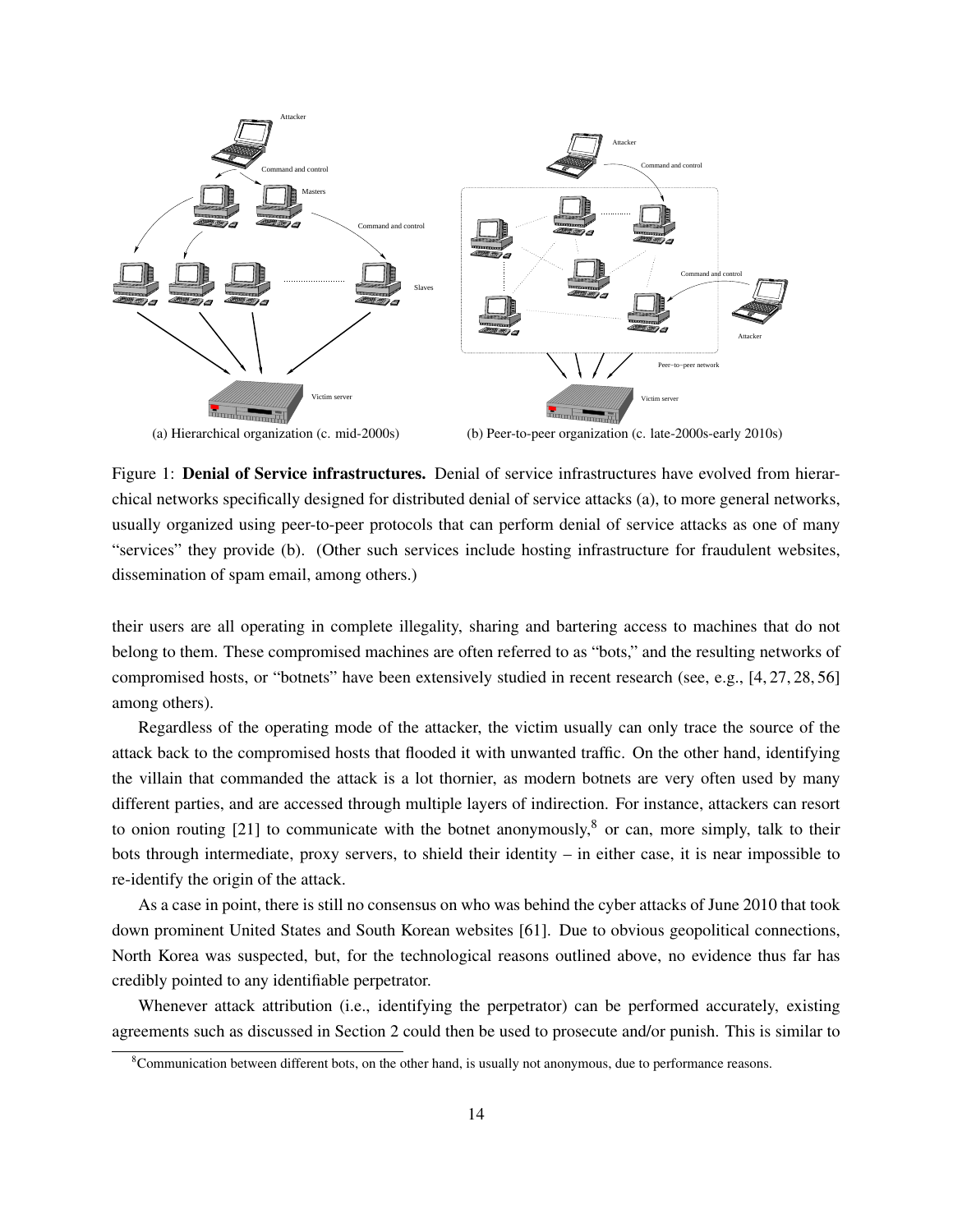(a) Hierarchical organization (c. mid-2000s)

(b) Peer-to-peer organization (c. late-2000s-early 2010s)

Figure 1: **Denial of Service infrastructures.** Denial of service infrastructures have evolved from hierarchical networks specifically designed for distributed denial of service attacks (a), to more general networks, usually organized using peer-to-peer protocols that can perform denial of service attacks as one of many "services" they provide (b). (Other such services include hosting infrastructure for fraudulent websites, dissemination of spam email, among others.)

their users are all operating in complete illegality, sharing and bartering access to machines that do not belong to them. These compromised machines are often referred to as "bots," and the resulting networks of compromised hosts, or "botnets" have been extensively studied in recent research (see, e.g., [4, 27, 28, 56] among others).

Regardless of the operating mode of the attacker, the victim usually can only trace the source of the attack back to the compromised hosts that flooded it with unwanted traffic. On the other hand, identifying the villain that commanded the attack is a lot thornier, as modern botnets are very often used by many different parties, and are accessed through multiple layers of indirection. For instance, attackers can resort to onion routing [21] to communicate with the botnet anonymously,[8] or can, more simply, talk to their bots through intermediate, proxy servers, to shield their identity – in either case, it is near impossible to re-identify the origin of the attack.

As a case in point, there is still no consensus on who was behind the cyber attacks of June 2010 that took down prominent United States and South Korean websites [61]. Due to obvious geopolitical connections, North Korea was suspected, but, for the technological reasons outlined above, no evidence thus far has credibly pointed to any identifiable perpetrator.

Whenever attack attribution (i.e., identifying the perpetrator) can be performed accurately, existing agreements such as discussed in Section 2 could then be used to prosecute and/or punish. This is similar to

[8] Communication between different bots, on the other hand, is usually not anonymous, due to performance reasons.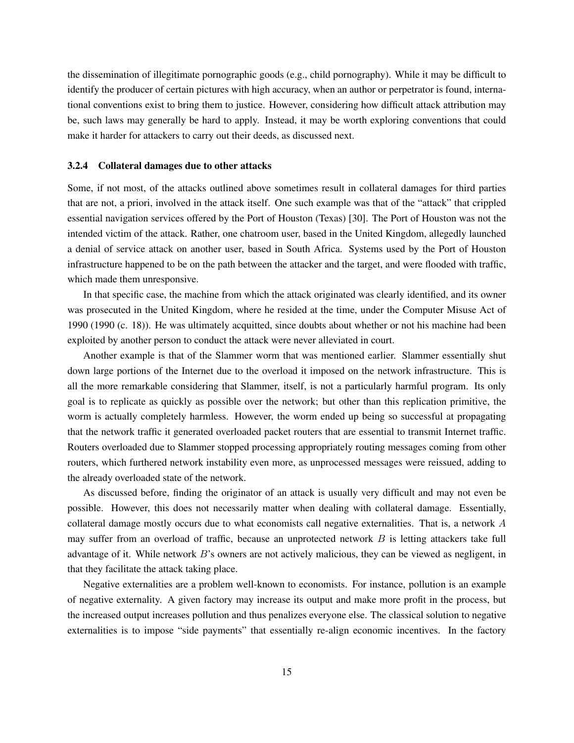the dissemination of illegitimate pornographic goods (e.g., child pornography). While it may be difficult to identify the producer of certain pictures with high accuracy, when an author or perpetrator is found, international conventions exist to bring them to justice. However, considering how difficult attack attribution may be, such laws may generally be hard to apply. Instead, it may be worth exploring conventions that could make it harder for attackers to carry out their deeds, as discussed next.

### 3.2.4 Collateral damages due to other attacks

Some, if not most, of the attacks outlined above sometimes result in collateral damages for third parties that are not, a priori, involved in the attack itself. One such example was that of the "attack" that crippled essential navigation services offered by the Port of Houston (Texas) [30]. The Port of Houston was not the intended victim of the attack. Rather, one chatroom user, based in the United Kingdom, allegedly launched a denial of service attack on another user, based in South Africa. Systems used by the Port of Houston infrastructure happened to be on the path between the attacker and the target, and were flooded with traffic, which made them unresponsive.

In that specific case, the machine from which the attack originated was clearly identified, and its owner was prosecuted in the United Kingdom, where he resided at the time, under the Computer Misuse Act of 1990 (1990 (c. 18)). He was ultimately acquitted, since doubts about whether or not his machine had been exploited by another person to conduct the attack were never alleviated in court.

Another example is that of the Slammer worm that was mentioned earlier. Slammer essentially shut down large portions of the Internet due to the overload it imposed on the network infrastructure. This is all the more remarkable considering that Slammer, itself, is not a particularly harmful program. Its only goal is to replicate as quickly as possible over the network; but other than this replication primitive, the worm is actually completely harmless. However, the worm ended up being so successful at propagating that the network traffic it generated overloaded packet routers that are essential to transmit Internet traffic. Routers overloaded due to Slammer stopped processing appropriately routing messages coming from other routers, which furthered network instability even more, as unprocessed messages were reissued, adding to the already overloaded state of the network.

As discussed before, finding the originator of an attack is usually very difficult and may not even be possible. However, this does not necessarily matter when dealing with collateral damage. Essentially, collateral damage mostly occurs due to what economists call negative externalities. That is, a network $A$ may suffer from an overload of traffic, because an unprotected network $B$ is letting attackers take full advantage of it. While network $B$'s owners are not actively malicious, they can be viewed as negligent, in that they facilitate the attack taking place.

Negative externalities are a problem well-known to economists. For instance, pollution is an example of negative externality. A given factory may increase its output and make more profit in the process, but the increased output increases pollution and thus penalizes everyone else. The classical solution to negative externalities is to impose "side payments" that essentially re-align economic incentives. In the factory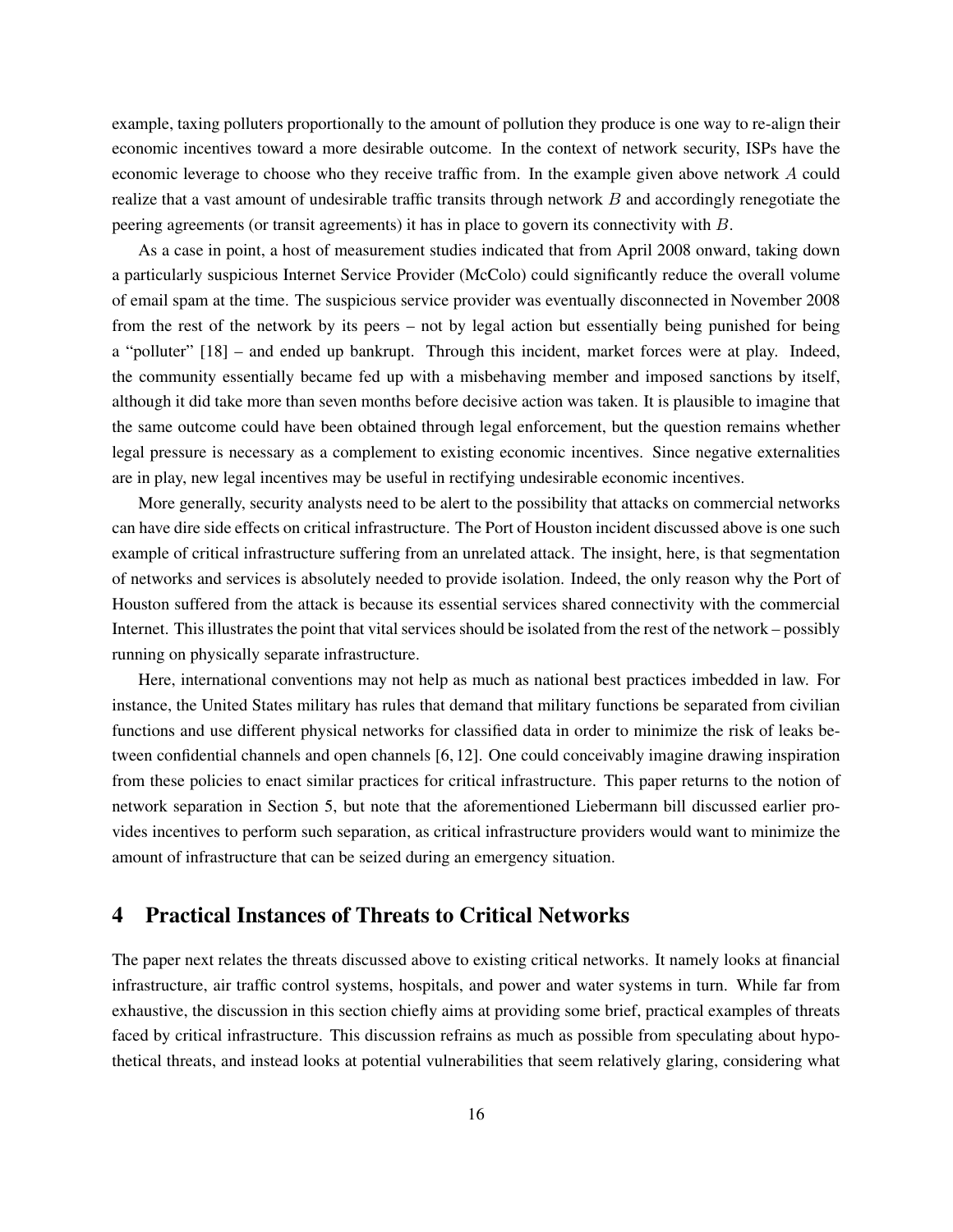example, taxing polluters proportionally to the amount of pollution they produce is one way to re-align their economic incentives toward a more desirable outcome. In the context of network security, ISPs have the economic leverage to choose who they receive traffic from. In the example given above network $A$ could realize that a vast amount of undesirable traffic transits through network $B$ and accordingly renegotiate the peering agreements (or transit agreements) it has in place to govern its connectivity with $B$.

As a case in point, a host of measurement studies indicated that from April 2008 onward, taking down a particularly suspicious Internet Service Provider (McColo) could significantly reduce the overall volume of email spam at the time. The suspicious service provider was eventually disconnected in November 2008 from the rest of the network by its peers – not by legal action but essentially being punished for being a "polluter" [18] – and ended up bankrupt. Through this incident, market forces were at play. Indeed, the community essentially became fed up with a misbehaving member and imposed sanctions by itself, although it did take more than seven months before decisive action was taken. It is plausible to imagine that the same outcome could have been obtained through legal enforcement, but the question remains whether legal pressure is necessary as a complement to existing economic incentives. Since negative externalities are in play, new legal incentives may be useful in rectifying undesirable economic incentives.

More generally, security analysts need to be alert to the possibility that attacks on commercial networks can have dire side effects on critical infrastructure. The Port of Houston incident discussed above is one such example of critical infrastructure suffering from an unrelated attack. The insight, here, is that segmentation of networks and services is absolutely needed to provide isolation. Indeed, the only reason why the Port of Houston suffered from the attack is because its essential services shared connectivity with the commercial Internet. This illustrates the point that vital services should be isolated from the rest of the network – possibly running on physically separate infrastructure.

Here, international conventions may not help as much as national best practices imbedded in law. For instance, the United States military has rules that demand that military functions be separated from civilian functions and use different physical networks for classified data in order to minimize the risk of leaks between confidential channels and open channels [6, 12]. One could conceivably imagine drawing inspiration from these policies to enact similar practices for critical infrastructure. This paper returns to the notion of network separation in Section 5, but note that the aforementioned Liebermann bill discussed earlier provides incentives to perform such separation, as critical infrastructure providers would want to minimize the amount of infrastructure that can be seized during an emergency situation.

## 4 Practical Instances of Threats to Critical Networks

The paper next relates the threats discussed above to existing critical networks. It namely looks at financial infrastructure, air traffic control systems, hospitals, and power and water systems in turn. While far from exhaustive, the discussion in this section chiefly aims at providing some brief, practical examples of threats faced by critical infrastructure. This discussion refrains as much as possible from speculating about hypothetical threats, and instead looks at potential vulnerabilities that seem relatively glaring, considering what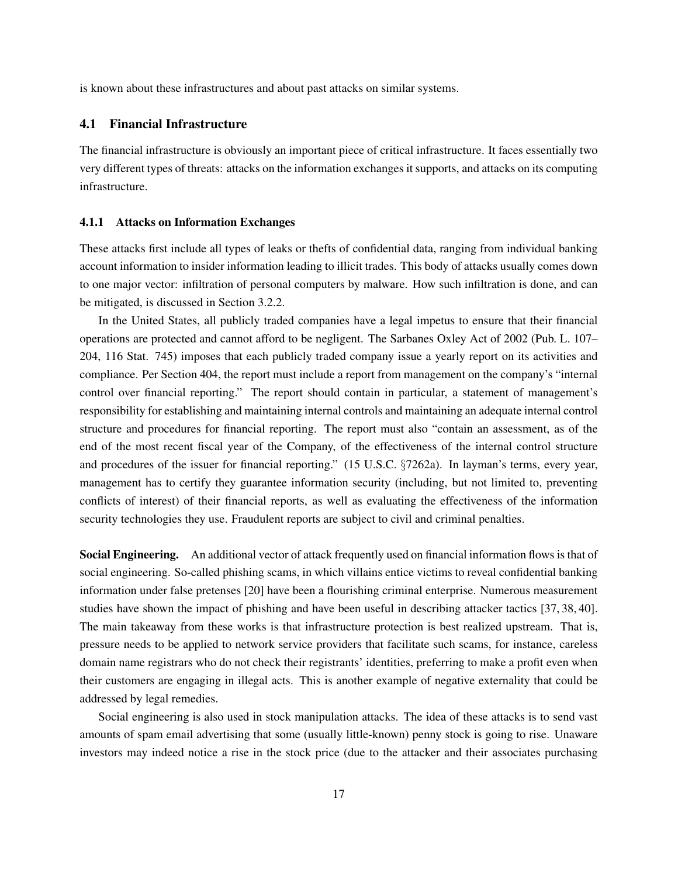is known about these infrastructures and about past attacks on similar systems.

## 4.1 Financial Infrastructure

The financial infrastructure is obviously an important piece of critical infrastructure. It faces essentially two very different types of threats: attacks on the information exchanges it supports, and attacks on its computing infrastructure.

### 4.1.1 Attacks on Information Exchanges

These attacks first include all types of leaks or thefts of confidential data, ranging from individual banking account information to insider information leading to illicit trades. This body of attacks usually comes down to one major vector: infiltration of personal computers by malware. How such infiltration is done, and can be mitigated, is discussed in Section 3.2.2.

In the United States, all publicly traded companies have a legal impetus to ensure that their financial operations are protected and cannot afford to be negligent. The Sarbanes Oxley Act of 2002 (Pub. L. 107–204, 116 Stat. 745) imposes that each publicly traded company issue a yearly report on its activities and compliance. Per Section 404, the report must include a report from management on the company's "internal control over financial reporting." The report should contain in particular, a statement of management's responsibility for establishing and maintaining internal controls and maintaining an adequate internal control structure and procedures for financial reporting. The report must also "contain an assessment, as of the end of the most recent fiscal year of the Company, of the effectiveness of the internal control structure and procedures of the issuer for financial reporting." (15 U.S.C. §7262a). In layman's terms, every year, management has to certify they guarantee information security (including, but not limited to, preventing conflicts of interest) of their financial reports, as well as evaluating the effectiveness of the information security technologies they use. Fraudulent reports are subject to civil and criminal penalties.

**Social Engineering.** An additional vector of attack frequently used on financial information flows is that of social engineering. So-called phishing scams, in which villains entice victims to reveal confidential banking information under false pretenses [20] have been a flourishing criminal enterprise. Numerous measurement studies have shown the impact of phishing and have been useful in describing attacker tactics [37, 38, 40]. The main takeaway from these works is that infrastructure protection is best realized upstream. That is, pressure needs to be applied to network service providers that facilitate such scams, for instance, careless domain name registrars who do not check their registrants' identities, preferring to make a profit even when their customers are engaging in illegal acts. This is another example of negative externality that could be addressed by legal remedies.

Social engineering is also used in stock manipulation attacks. The idea of these attacks is to send vast amounts of spam email advertising that some (usually little-known) penny stock is going to rise. Unaware investors may indeed notice a rise in the stock price (due to the attacker and their associates purchasing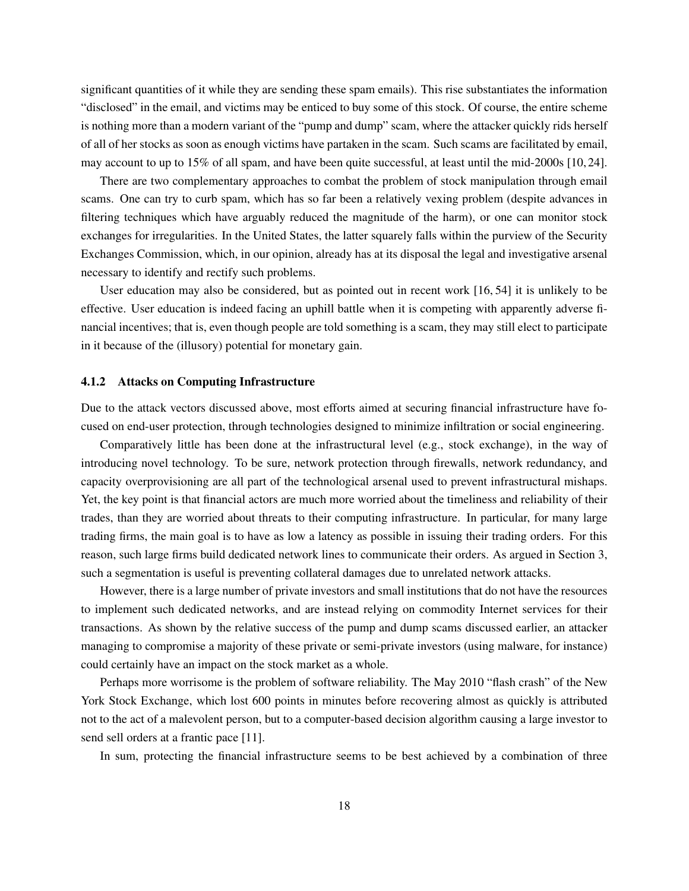significant quantities of it while they are sending these spam emails). This rise substantiates the information "disclosed" in the email, and victims may be enticed to buy some of this stock. Of course, the entire scheme is nothing more than a modern variant of the "pump and dump" scam, where the attacker quickly rids herself of all of her stocks as soon as enough victims have partaken in the scam. Such scams are facilitated by email, may account to up to 15% of all spam, and have been quite successful, at least until the mid-2000s [10, 24].

There are two complementary approaches to combat the problem of stock manipulation through email scams. One can try to curb spam, which has so far been a relatively vexing problem (despite advances in filtering techniques which have arguably reduced the magnitude of the harm), or one can monitor stock exchanges for irregularities. In the United States, the latter squarely falls within the purview of the Security Exchanges Commission, which, in our opinion, already has at its disposal the legal and investigative arsenal necessary to identify and rectify such problems.

User education may also be considered, but as pointed out in recent work [16, 54] it is unlikely to be effective. User education is indeed facing an uphill battle when it is competing with apparently adverse financial incentives; that is, even though people are told something is a scam, they may still elect to participate in it because of the (illusory) potential for monetary gain.

### 4.1.2 Attacks on Computing Infrastructure

Due to the attack vectors discussed above, most efforts aimed at securing financial infrastructure have focused on end-user protection, through technologies designed to minimize infiltration or social engineering.

Comparatively little has been done at the infrastructural level (e.g., stock exchange), in the way of introducing novel technology. To be sure, network protection through firewalls, network redundancy, and capacity overprovisioning are all part of the technological arsenal used to prevent infrastructural mishaps. Yet, the key point is that financial actors are much more worried about the timeliness and reliability of their trades, than they are worried about threats to their computing infrastructure. In particular, for many large trading firms, the main goal is to have as low a latency as possible in issuing their trading orders. For this reason, such large firms build dedicated network lines to communicate their orders. As argued in Section 3, such a segmentation is useful is preventing collateral damages due to unrelated network attacks.

However, there is a large number of private investors and small institutions that do not have the resources to implement such dedicated networks, and are instead relying on commodity Internet services for their transactions. As shown by the relative success of the pump and dump scams discussed earlier, an attacker managing to compromise a majority of these private or semi-private investors (using malware, for instance) could certainly have an impact on the stock market as a whole.

Perhaps more worrisome is the problem of software reliability. The May 2010 "flash crash" of the New York Stock Exchange, which lost 600 points in minutes before recovering almost as quickly is attributed not to the act of a malevolent person, but to a computer-based decision algorithm causing a large investor to send sell orders at a frantic pace [11].

In sum, protecting the financial infrastructure seems to be best achieved by a combination of three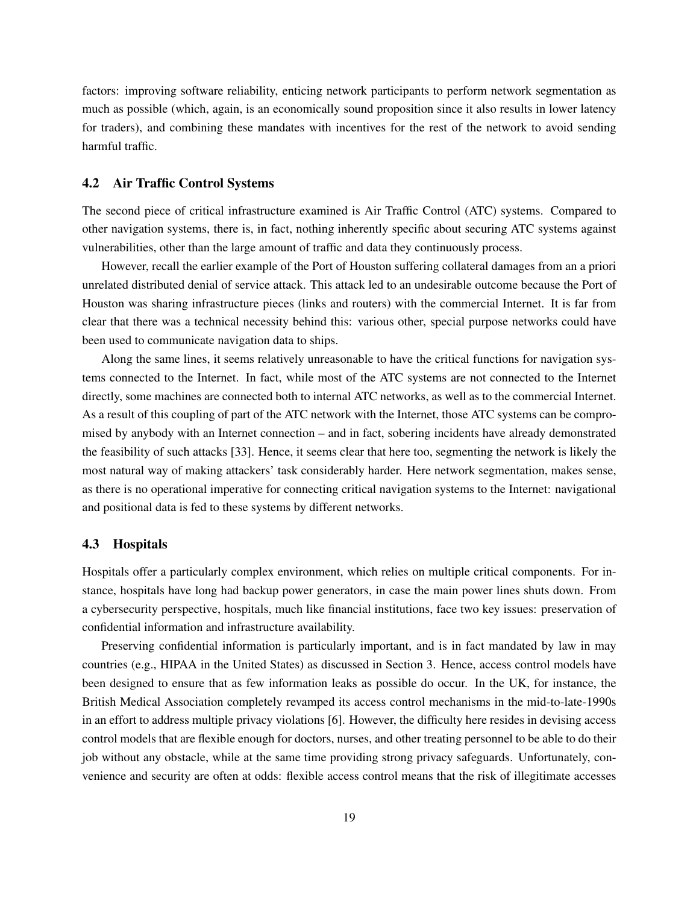factors: improving software reliability, enticing network participants to perform network segmentation as much as possible (which, again, is an economically sound proposition since it also results in lower latency for traders), and combining these mandates with incentives for the rest of the network to avoid sending harmful traffic.

### 4.2 Air Traffic Control Systems

The second piece of critical infrastructure examined is Air Traffic Control (ATC) systems. Compared to other navigation systems, there is, in fact, nothing inherently specific about securing ATC systems against vulnerabilities, other than the large amount of traffic and data they continuously process.

However, recall the earlier example of the Port of Houston suffering collateral damages from an a priori unrelated distributed denial of service attack. This attack led to an undesirable outcome because the Port of Houston was sharing infrastructure pieces (links and routers) with the commercial Internet. It is far from clear that there was a technical necessity behind this: various other, special purpose networks could have been used to communicate navigation data to ships.

Along the same lines, it seems relatively unreasonable to have the critical functions for navigation systems connected to the Internet. In fact, while most of the ATC systems are not connected to the Internet directly, some machines are connected both to internal ATC networks, as well as to the commercial Internet. As a result of this coupling of part of the ATC network with the Internet, those ATC systems can be compromised by anybody with an Internet connection – and in fact, sobering incidents have already demonstrated the feasibility of such attacks [33]. Hence, it seems clear that here too, segmenting the network is likely the most natural way of making attackers' task considerably harder. Here network segmentation, makes sense, as there is no operational imperative for connecting critical navigation systems to the Internet: navigational and positional data is fed to these systems by different networks.

### 4.3 Hospitals

Hospitals offer a particularly complex environment, which relies on multiple critical components. For instance, hospitals have long had backup power generators, in case the main power lines shuts down. From a cybersecurity perspective, hospitals, much like financial institutions, face two key issues: preservation of confidential information and infrastructure availability.

Preserving confidential information is particularly important, and is in fact mandated by law in may countries (e.g., HIPAA in the United States) as discussed in Section 3. Hence, access control models have been designed to ensure that as few information leaks as possible do occur. In the UK, for instance, the British Medical Association completely revamped its access control mechanisms in the mid-to-late-1990s in an effort to address multiple privacy violations [6]. However, the difficulty here resides in devising access control models that are flexible enough for doctors, nurses, and other treating personnel to be able to do their job without any obstacle, while at the same time providing strong privacy safeguards. Unfortunately, convenience and security are often at odds: flexible access control means that the risk of illegitimate accesses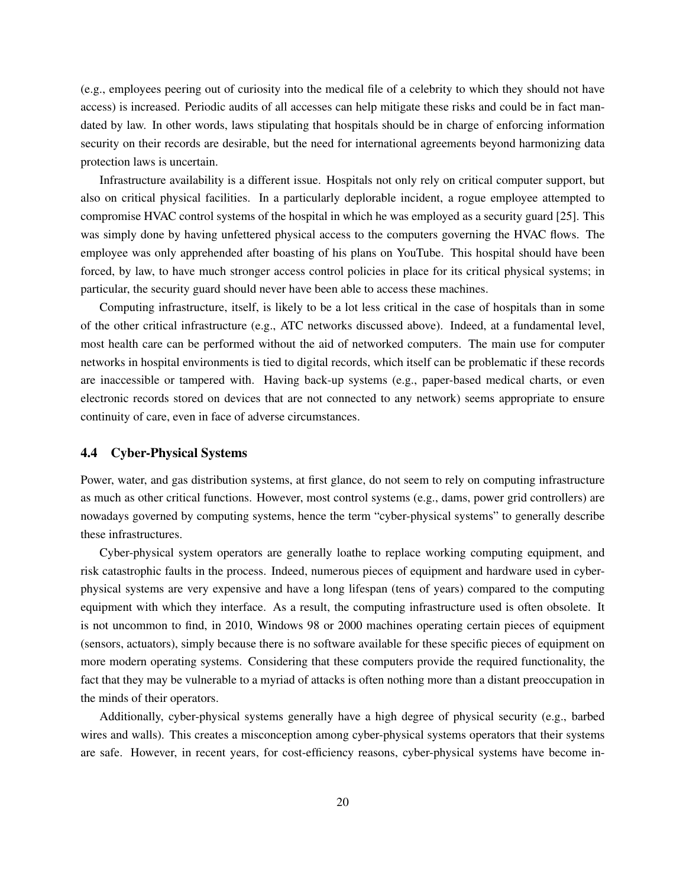(e.g., employees peering out of curiosity into the medical file of a celebrity to which they should not have access) is increased. Periodic audits of all accesses can help mitigate these risks and could be in fact mandated by law. In other words, laws stipulating that hospitals should be in charge of enforcing information security on their records are desirable, but the need for international agreements beyond harmonizing data protection laws is uncertain.

Infrastructure availability is a different issue. Hospitals not only rely on critical computer support, but also on critical physical facilities. In a particularly deplorable incident, a rogue employee attempted to compromise HVAC control systems of the hospital in which he was employed as a security guard [25]. This was simply done by having unfettered physical access to the computers governing the HVAC flows. The employee was only apprehended after boasting of his plans on YouTube. This hospital should have been forced, by law, to have much stronger access control policies in place for its critical physical systems; in particular, the security guard should never have been able to access these machines.

Computing infrastructure, itself, is likely to be a lot less critical in the case of hospitals than in some of the other critical infrastructure (e.g., ATC networks discussed above). Indeed, at a fundamental level, most health care can be performed without the aid of networked computers. The main use for computer networks in hospital environments is tied to digital records, which itself can be problematic if these records are inaccessible or tampered with. Having back-up systems (e.g., paper-based medical charts, or even electronic records stored on devices that are not connected to any network) seems appropriate to ensure continuity of care, even in face of adverse circumstances.

### 4.4 Cyber-Physical Systems

Power, water, and gas distribution systems, at first glance, do not seem to rely on computing infrastructure as much as other critical functions. However, most control systems (e.g., dams, power grid controllers) are nowadays governed by computing systems, hence the term "cyber-physical systems" to generally describe these infrastructures.

Cyber-physical system operators are generally loathe to replace working computing equipment, and risk catastrophic faults in the process. Indeed, numerous pieces of equipment and hardware used in cyber-physical systems are very expensive and have a long lifespan (tens of years) compared to the computing equipment with which they interface. As a result, the computing infrastructure used is often obsolete. It is not uncommon to find, in 2010, Windows 98 or 2000 machines operating certain pieces of equipment (sensors, actuators), simply because there is no software available for these specific pieces of equipment on more modern operating systems. Considering that these computers provide the required functionality, the fact that they may be vulnerable to a myriad of attacks is often nothing more than a distant preoccupation in the minds of their operators.

Additionally, cyber-physical systems generally have a high degree of physical security (e.g., barbed wires and walls). This creates a misconception among cyber-physical systems operators that their systems are safe. However, in recent years, for cost-efficiency reasons, cyber-physical systems have become in-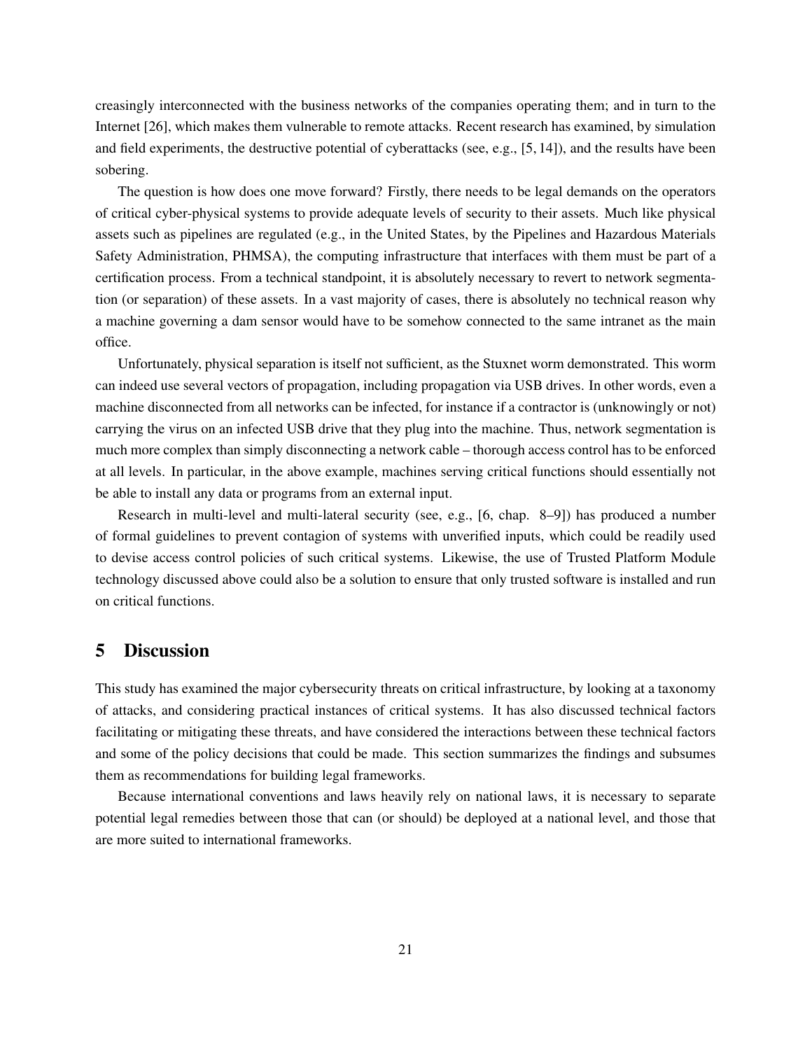creasingly interconnected with the business networks of the companies operating them; and in turn to the Internet [26], which makes them vulnerable to remote attacks. Recent research has examined, by simulation and field experiments, the destructive potential of cyberattacks (see, e.g., [5, 14]), and the results have been sobering.

The question is how does one move forward? Firstly, there needs to be legal demands on the operators of critical cyber-physical systems to provide adequate levels of security to their assets. Much like physical assets such as pipelines are regulated (e.g., in the United States, by the Pipelines and Hazardous Materials Safety Administration, PHMSA), the computing infrastructure that interfaces with them must be part of a certification process. From a technical standpoint, it is absolutely necessary to revert to network segmentation (or separation) of these assets. In a vast majority of cases, there is absolutely no technical reason why a machine governing a dam sensor would have to be somehow connected to the same intranet as the main office.

Unfortunately, physical separation is itself not sufficient, as the Stuxnet worm demonstrated. This worm can indeed use several vectors of propagation, including propagation via USB drives. In other words, even a machine disconnected from all networks can be infected, for instance if a contractor is (unknowingly or not) carrying the virus on an infected USB drive that they plug into the machine. Thus, network segmentation is much more complex than simply disconnecting a network cable – thorough access control has to be enforced at all levels. In particular, in the above example, machines serving critical functions should essentially not be able to install any data or programs from an external input.

Research in multi-level and multi-lateral security (see, e.g., [6, chap. 8–9]) has produced a number of formal guidelines to prevent contagion of systems with unverified inputs, which could be readily used to devise access control policies of such critical systems. Likewise, the use of Trusted Platform Module technology discussed above could also be a solution to ensure that only trusted software is installed and run on critical functions.

# 5 Discussion

This study has examined the major cybersecurity threats on critical infrastructure, by looking at a taxonomy of attacks, and considering practical instances of critical systems. It has also discussed technical factors facilitating or mitigating these threats, and have considered the interactions between these technical factors and some of the policy decisions that could be made. This section summarizes the findings and subsumes them as recommendations for building legal frameworks.

Because international conventions and laws heavily rely on national laws, it is necessary to separate potential legal remedies between those that can (or should) be deployed at a national level, and those that are more suited to international frameworks.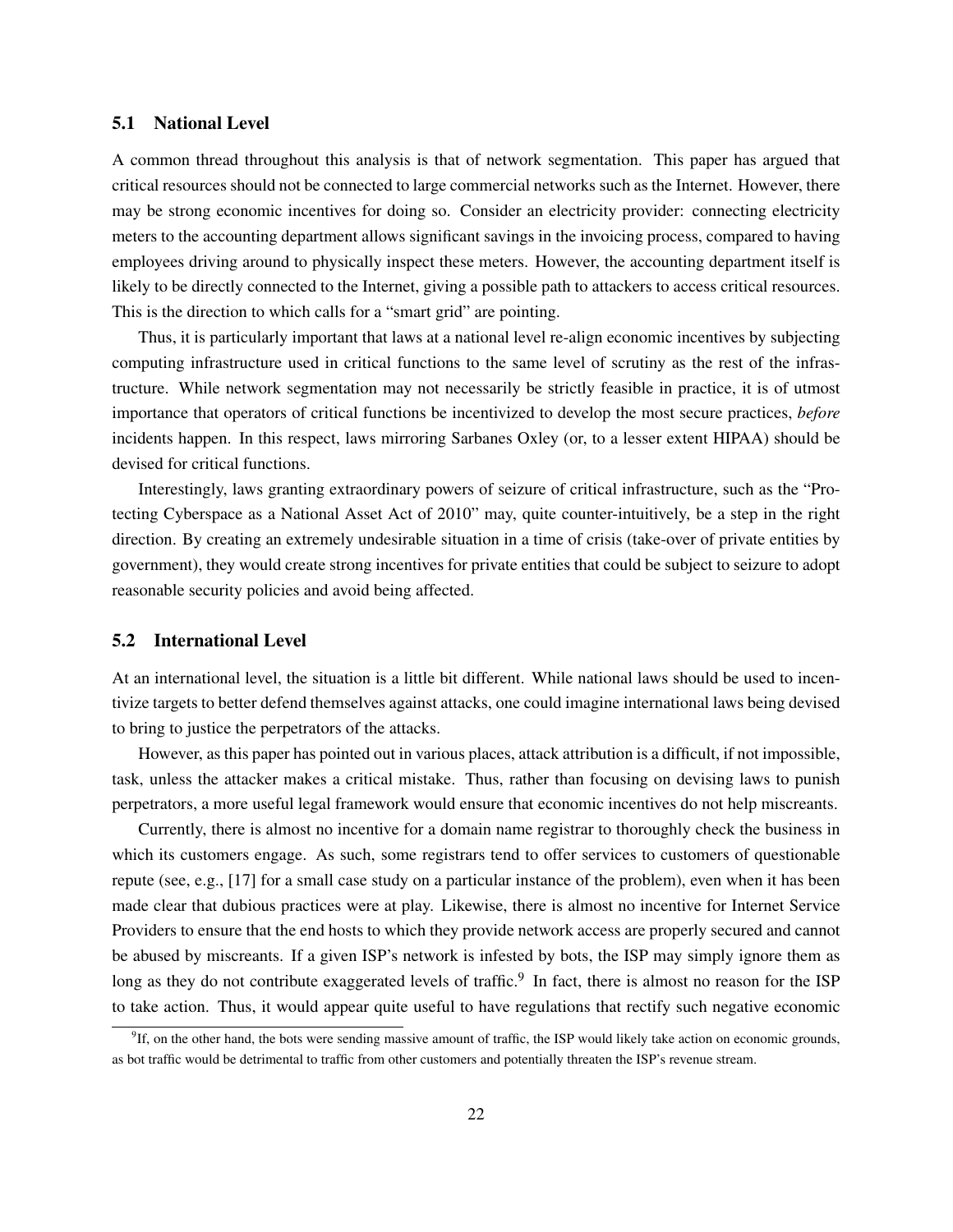### 5.1 National Level

A common thread throughout this analysis is that of network segmentation. This paper has argued that critical resources should not be connected to large commercial networks such as the Internet. However, there may be strong economic incentives for doing so. Consider an electricity provider: connecting electricity meters to the accounting department allows significant savings in the invoicing process, compared to having employees driving around to physically inspect these meters. However, the accounting department itself is likely to be directly connected to the Internet, giving a possible path to attackers to access critical resources. This is the direction to which calls for a "smart grid" are pointing.

Thus, it is particularly important that laws at a national level re-align economic incentives by subjecting computing infrastructure used in critical functions to the same level of scrutiny as the rest of the infrastructure. While network segmentation may not necessarily be strictly feasible in practice, it is of utmost importance that operators of critical functions be incentivized to develop the most secure practices, *before* incidents happen. In this respect, laws mirroring Sarbanes Oxley (or, to a lesser extent HIPAA) should be devised for critical functions.

Interestingly, laws granting extraordinary powers of seizure of critical infrastructure, such as the "Protecting Cyberspace as a National Asset Act of 2010" may, quite counter-intuitively, be a step in the right direction. By creating an extremely undesirable situation in a time of crisis (take-over of private entities by government), they would create strong incentives for private entities that could be subject to seizure to adopt reasonable security policies and avoid being affected.

### 5.2 International Level

At an international level, the situation is a little bit different. While national laws should be used to incentivize targets to better defend themselves against attacks, one could imagine international laws being devised to bring to justice the perpetrators of the attacks.

However, as this paper has pointed out in various places, attack attribution is a difficult, if not impossible, task, unless the attacker makes a critical mistake. Thus, rather than focusing on devising laws to punish perpetrators, a more useful legal framework would ensure that economic incentives do not help miscreants.

Currently, there is almost no incentive for a domain name registrar to thoroughly check the business in which its customers engage. As such, some registrars tend to offer services to customers of questionable repute (see, e.g., [17] for a small case study on a particular instance of the problem), even when it has been made clear that dubious practices were at play. Likewise, there is almost no incentive for Internet Service Providers to ensure that the end hosts to which they provide network access are properly secured and cannot be abused by miscreants. If a given ISP's network is infested by bots, the ISP may simply ignore them as long as they do not contribute exaggerated levels of traffic.[9] In fact, there is almost no reason for the ISP to take action. Thus, it would appear quite useful to have regulations that rectify such negative economic

[9] If, on the other hand, the bots were sending massive amount of traffic, the ISP would likely take action on economic grounds, as bot traffic would be detrimental to traffic from other customers and potentially threaten the ISP's revenue stream.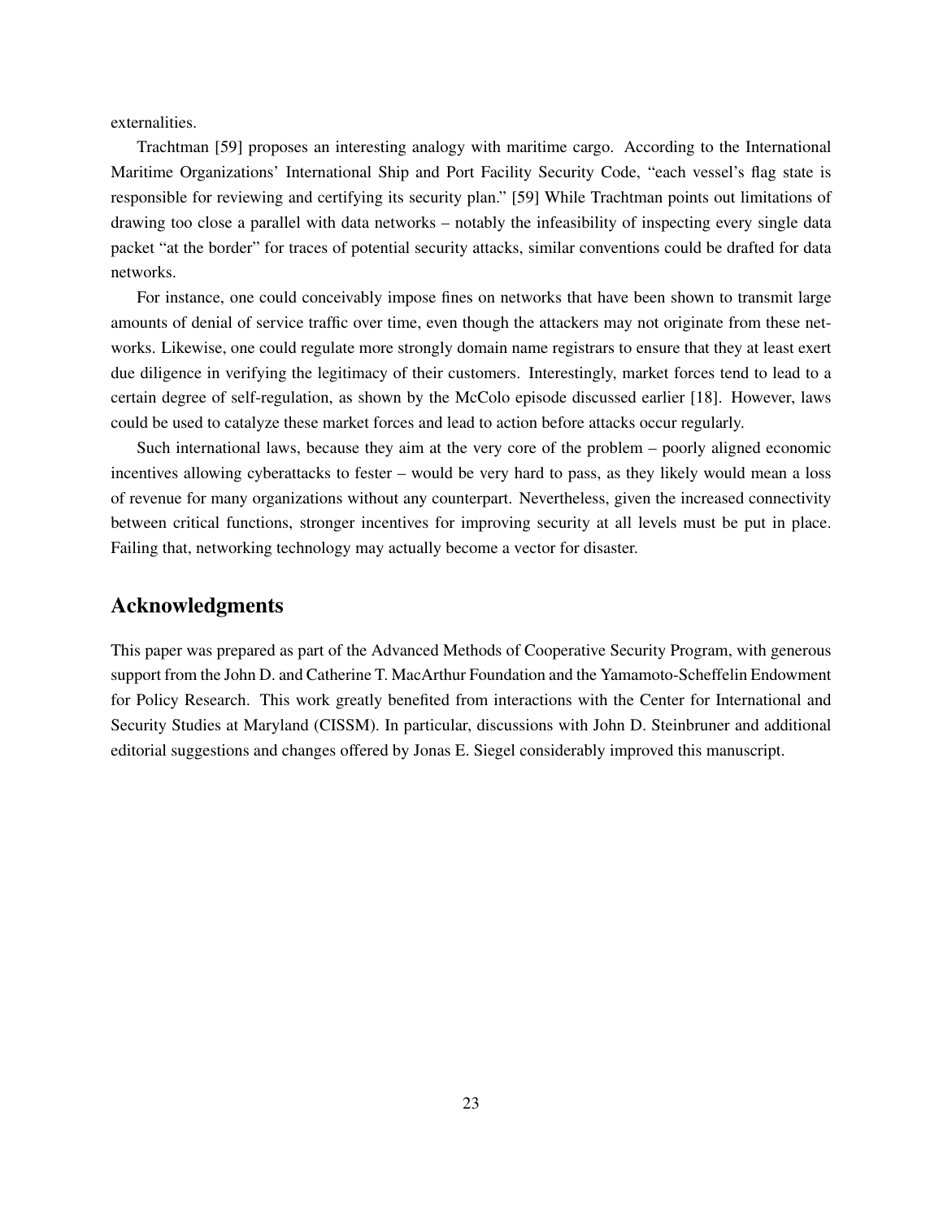externalities.

Trachtman [59] proposes an interesting analogy with maritime cargo. According to the International Maritime Organizations' International Ship and Port Facility Security Code, "each vessel's flag state is responsible for reviewing and certifying its security plan." [59] While Trachtman points out limitations of drawing too close a parallel with data networks – notably the infeasibility of inspecting every single data packet "at the border" for traces of potential security attacks, similar conventions could be drafted for data networks.

For instance, one could conceivably impose fines on networks that have been shown to transmit large amounts of denial of service traffic over time, even though the attackers may not originate from these networks. Likewise, one could regulate more strongly domain name registrars to ensure that they at least exert due diligence in verifying the legitimacy of their customers. Interestingly, market forces tend to lead to a certain degree of self-regulation, as shown by the McColo episode discussed earlier [18]. However, laws could be used to catalyze these market forces and lead to action before attacks occur regularly.

Such international laws, because they aim at the very core of the problem – poorly aligned economic incentives allowing cyberattacks to fester – would be very hard to pass, as they likely would mean a loss of revenue for many organizations without any counterpart. Nevertheless, given the increased connectivity between critical functions, stronger incentives for improving security at all levels must be put in place. Failing that, networking technology may actually become a vector for disaster.

## Acknowledgments

This paper was prepared as part of the Advanced Methods of Cooperative Security Program, with generous support from the John D. and Catherine T. MacArthur Foundation and the Yamamoto-Scheffelin Endowment for Policy Research. This work greatly benefited from interactions with the Center for International and Security Studies at Maryland (CISSM). In particular, discussions with John D. Steinbruner and additional editorial suggestions and changes offered by Jonas E. Siegel considerably improved this manuscript.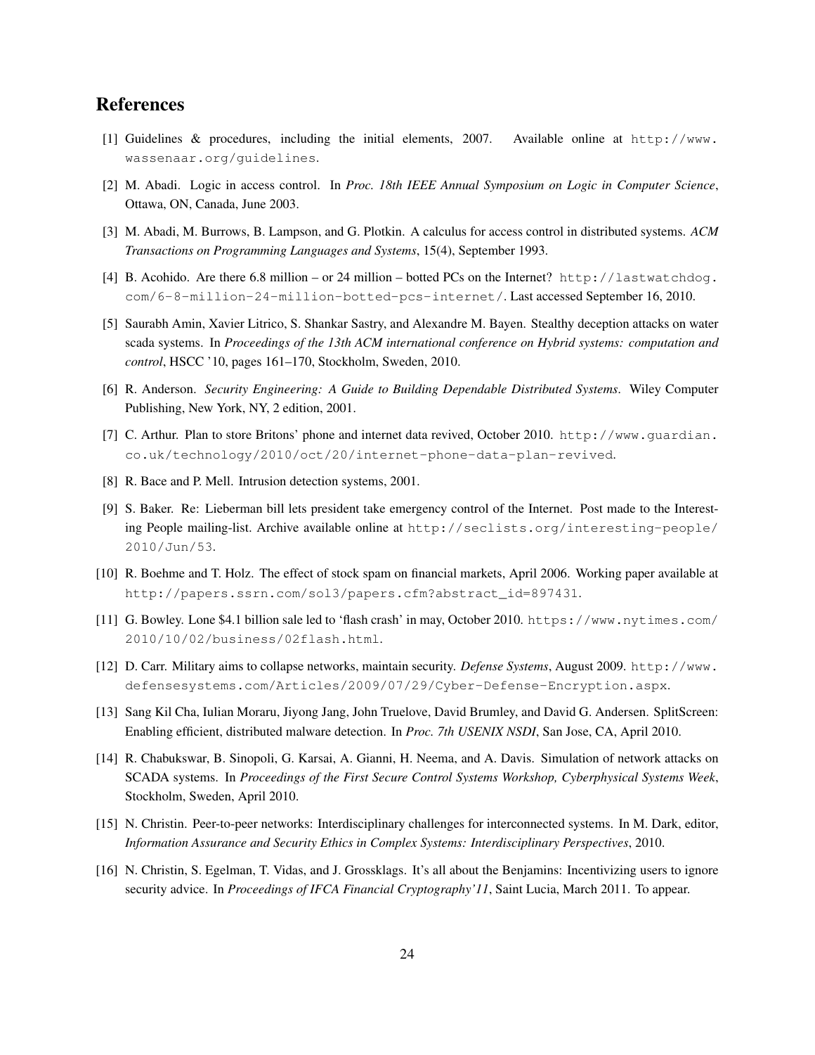## References

[1] Guidelines & procedures, including the initial elements, 2007. Available online at http://www.wassenaar.org/guidelines.

[2] M. Abadi. Logic in access control. In *Proc. 18th IEEE Annual Symposium on Logic in Computer Science*, Ottawa, ON, Canada, June 2003.

[3] M. Abadi, M. Burrows, B. Lampson, and G. Plotkin. A calculus for access control in distributed systems. *ACM Transactions on Programming Languages and Systems*, 15(4), September 1993.

[4] B. Acohido. Are there 6.8 million – or 24 million – botted PCs on the Internet? http://lastwatchdog.com/6-8-million-24-million-botted-pcs-internet/. Last accessed September 16, 2010.

[5] Saurabh Amin, Xavier Litrico, S. Shankar Sastry, and Alexandre M. Bayen. Stealthy deception attacks on water scada systems. In *Proceedings of the 13th ACM international conference on Hybrid systems: computation and control*, HSCC '10, pages 161–170, Stockholm, Sweden, 2010.

[6] R. Anderson. *Security Engineering: A Guide to Building Dependable Distributed Systems*. Wiley Computer Publishing, New York, NY, 2 edition, 2001.

[7] C. Arthur. Plan to store Britons' phone and internet data revived, October 2010. http://www.guardian.co.uk/technology/2010/oct/20/internet-phone-data-plan-revived.

[8] R. Bace and P. Mell. Intrusion detection systems, 2001.

[9] S. Baker. Re: Lieberman bill lets president take emergency control of the Internet. Post made to the Interesting People mailing-list. Archive available online at http://seclists.org/interesting-people/2010/Jun/53.

[10] R. Boehme and T. Holz. The effect of stock spam on financial markets, April 2006. Working paper available at http://papers.ssrn.com/sol3/papers.cfm?abstract_id=897431.

[11] G. Bowley. Lone $4.1 billion sale led to 'flash crash' in may, October 2010. https://www.nytimes.com/2010/10/02/business/02flash.html.

[12] D. Carr. Military aims to collapse networks, maintain security. *Defense Systems*, August 2009. http://www.defensesystems.com/Articles/2009/07/29/Cyber-Defense-Encryption.aspx.

[13] Sang Kil Cha, Iulian Moraru, Jiyong Jang, John Truelove, David Brumley, and David G. Andersen. SplitScreen: Enabling efficient, distributed malware detection. In *Proc. 7th USENIX NSDI*, San Jose, CA, April 2010.

[14] R. Chabukswar, B. Sinopoli, G. Karsai, A. Gianni, H. Neema, and A. Davis. Simulation of network attacks on SCADA systems. In *Proceedings of the First Secure Control Systems Workshop, Cyberphysical Systems Week*, Stockholm, Sweden, April 2010.

[15] N. Christin. Peer-to-peer networks: Interdisciplinary challenges for interconnected systems. In M. Dark, editor, *Information Assurance and Security Ethics in Complex Systems: Interdisciplinary Perspectives*, 2010.

[16] N. Christin, S. Egelman, T. Vidas, and J. Grossklags. It's all about the Benjamins: Incentivizing users to ignore security advice. In *Proceedings of IFCA Financial Cryptography'11*, Saint Lucia, March 2011. To appear.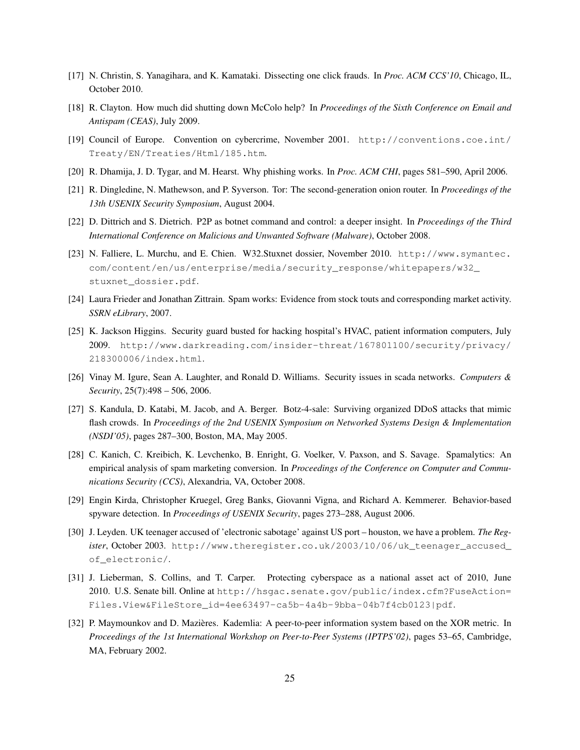[17] N. Christin, S. Yanagihara, and K. Kamataki. Dissecting one click frauds. In *Proc. ACM CCS'10*, Chicago, IL, October 2010.

[18] R. Clayton. How much did shutting down McColo help? In *Proceedings of the Sixth Conference on Email and Antispam (CEAS)*, July 2009.

[19] Council of Europe. Convention on cybercrime, November 2001. http://conventions.coe.int/Treaty/EN/Treaties/Html/185.htm.

[20] R. Dhamija, J. D. Tygar, and M. Hearst. Why phishing works. In *Proc. ACM CHI*, pages 581–590, April 2006.

[21] R. Dingledine, N. Mathewson, and P. Syverson. Tor: The second-generation onion router. In *Proceedings of the 13th USENIX Security Symposium*, August 2004.

[22] D. Dittrich and S. Dietrich. P2P as botnet command and control: a deeper insight. In *Proceedings of the Third International Conference on Malicious and Unwanted Software (Malware)*, October 2008.

[23] N. Falliere, L. Murchu, and E. Chien. W32.Stuxnet dossier, November 2010. http://www.symantec.com/content/en/us/enterprise/media/security_response/whitepapers/w32_stuxnet_dossier.pdf.

[24] Laura Frieder and Jonathan Zittrain. Spam works: Evidence from stock touts and corresponding market activity. *SSRN eLibrary*, 2007.

[25] K. Jackson Higgins. Security guard busted for hacking hospital's HVAC, patient information computers, July 2009. http://www.darkreading.com/insider-threat/167801100/security/privacy/218300006/index.html.

[26] Vinay M. Igure, Sean A. Laughter, and Ronald D. Williams. Security issues in scada networks. *Computers & Security*, 25(7):498 – 506, 2006.

[27] S. Kandula, D. Katabi, M. Jacob, and A. Berger. Botz-4-sale: Surviving organized DDoS attacks that mimic flash crowds. In *Proceedings of the 2nd USENIX Symposium on Networked Systems Design & Implementation (NSDI'05)*, pages 287–300, Boston, MA, May 2005.

[28] C. Kanich, C. Kreibich, K. Levchenko, B. Enright, G. Voelker, V. Paxson, and S. Savage. Spamalytics: An empirical analysis of spam marketing conversion. In *Proceedings of the Conference on Computer and Communications Security (CCS)*, Alexandria, VA, October 2008.

[29] Engin Kirda, Christopher Kruegel, Greg Banks, Giovanni Vigna, and Richard A. Kemmerer. Behavior-based spyware detection. In *Proceedings of USENIX Security*, pages 273–288, August 2006.

[30] J. Leyden. UK teenager accused of 'electronic sabotage' against US port – houston, we have a problem. *The Register*, October 2003. http://www.theregister.co.uk/2003/10/06/uk_teenager_accused_of_electronic/.

[31] J. Lieberman, S. Collins, and T. Carper. Protecting cyberspace as a national asset act of 2010, June 2010. U.S. Senate bill. Online at http://hsgac.senate.gov/public/index.cfm?FuseAction=Files.View&FileStore_id=4ee63497-ca5b-4a4b-9bba-04b7f4cb0123|pdf.

[32] P. Maymounkov and D. Mazières. Kademlia: A peer-to-peer information system based on the XOR metric. In *Proceedings of the 1st International Workshop on Peer-to-Peer Systems (IPTPS'02)*, pages 53–65, Cambridge, MA, February 2002.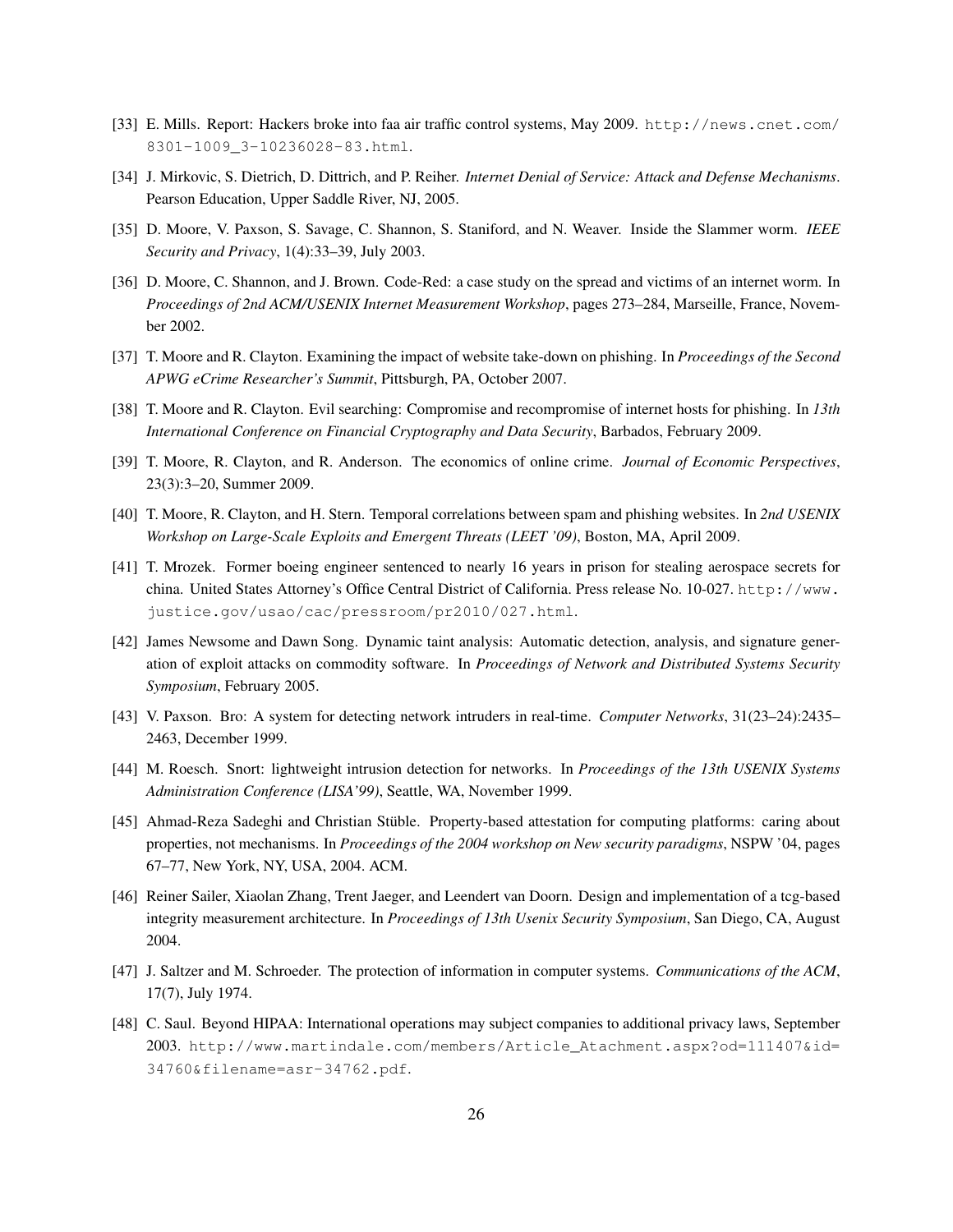[33] E. Mills. Report: Hackers broke into faa air traffic control systems, May 2009. http://news.cnet.com/8301-1009_3-10236028-83.html.

[34] J. Mirkovic, S. Dietrich, D. Dittrich, and P. Reiher. *Internet Denial of Service: Attack and Defense Mechanisms*. Pearson Education, Upper Saddle River, NJ, 2005.

[35] D. Moore, V. Paxson, S. Savage, C. Shannon, S. Staniford, and N. Weaver. Inside the Slammer worm. *IEEE Security and Privacy*, 1(4):33–39, July 2003.

[36] D. Moore, C. Shannon, and J. Brown. Code-Red: a case study on the spread and victims of an internet worm. In *Proceedings of 2nd ACM/USENIX Internet Measurement Workshop*, pages 273–284, Marseille, France, November 2002.

[37] T. Moore and R. Clayton. Examining the impact of website take-down on phishing. In *Proceedings of the Second APWG eCrime Researcher's Summit*, Pittsburgh, PA, October 2007.

[38] T. Moore and R. Clayton. Evil searching: Compromise and recompromise of internet hosts for phishing. In *13th International Conference on Financial Cryptography and Data Security*, Barbados, February 2009.

[39] T. Moore, R. Clayton, and R. Anderson. The economics of online crime. *Journal of Economic Perspectives*, 23(3):3–20, Summer 2009.

[40] T. Moore, R. Clayton, and H. Stern. Temporal correlations between spam and phishing websites. In *2nd USENIX Workshop on Large-Scale Exploits and Emergent Threats (LEET '09)*, Boston, MA, April 2009.

[41] T. Mrozek. Former boeing engineer sentenced to nearly 16 years in prison for stealing aerospace secrets for china. United States Attorney's Office Central District of California. Press release No. 10-027. http://www.justice.gov/usao/cac/pressroom/pr2010/027.html.

[42] James Newsome and Dawn Song. Dynamic taint analysis: Automatic detection, analysis, and signature generation of exploit attacks on commodity software. In *Proceedings of Network and Distributed Systems Security Symposium*, February 2005.

[43] V. Paxson. Bro: A system for detecting network intruders in real-time. *Computer Networks*, 31(23–24):2435–2463, December 1999.

[44] M. Roesch. Snort: lightweight intrusion detection for networks. In *Proceedings of the 13th USENIX Systems Administration Conference (LISA'99)*, Seattle, WA, November 1999.

[45] Ahmad-Reza Sadeghi and Christian Stüble. Property-based attestation for computing platforms: caring about properties, not mechanisms. In *Proceedings of the 2004 workshop on New security paradigms*, NSPW '04, pages 67–77, New York, NY, USA, 2004. ACM.

[46] Reiner Sailer, Xiaolan Zhang, Trent Jaeger, and Leendert van Doorn. Design and implementation of a tcg-based integrity measurement architecture. In *Proceedings of 13th Usenix Security Symposium*, San Diego, CA, August 2004.

[47] J. Saltzer and M. Schroeder. The protection of information in computer systems. *Communications of the ACM*, 17(7), July 1974.

[48] C. Saul. Beyond HIPAA: International operations may subject companies to additional privacy laws, September 2003. http://www.martindale.com/members/Article_Atachment.aspx?od=111407&id=34760&filename=asr-34762.pdf.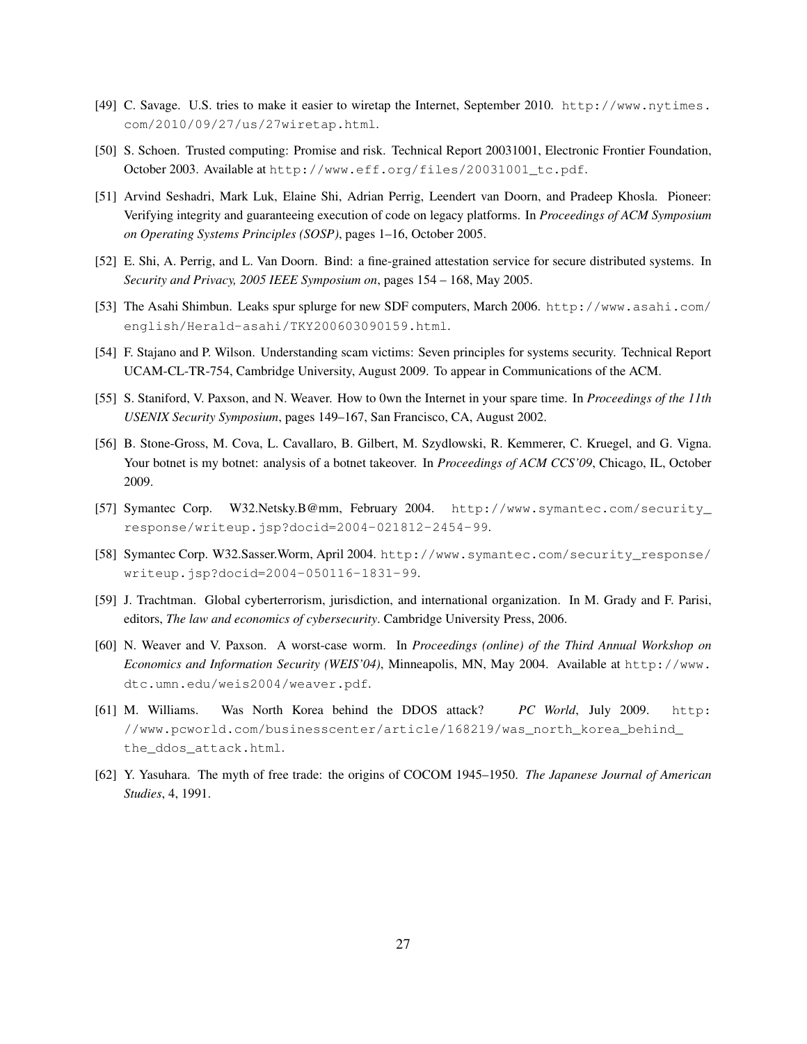[49] C. Savage. U.S. tries to make it easier to wiretap the Internet, September 2010. http://www.nytimes.com/2010/09/27/us/27wiretap.html.

[50] S. Schoen. Trusted computing: Promise and risk. Technical Report 20031001, Electronic Frontier Foundation, October 2003. Available at http://www.eff.org/files/20031001_tc.pdf.

[51] Arvind Seshadri, Mark Luk, Elaine Shi, Adrian Perrig, Leendert van Doorn, and Pradeep Khosla. Pioneer: Verifying integrity and guaranteeing execution of code on legacy platforms. In *Proceedings of ACM Symposium on Operating Systems Principles (SOSP)*, pages 1–16, October 2005.

[52] E. Shi, A. Perrig, and L. Van Doorn. Bind: a fine-grained attestation service for secure distributed systems. In *Security and Privacy, 2005 IEEE Symposium on*, pages 154 – 168, May 2005.

[53] The Asahi Shimbun. Leaks spur splurge for new SDF computers, March 2006. http://www.asahi.com/english/Herald-asahi/TKY200603090159.html.

[54] F. Stajano and P. Wilson. Understanding scam victims: Seven principles for systems security. Technical Report UCAM-CL-TR-754, Cambridge University, August 2009. To appear in Communications of the ACM.

[55] S. Staniford, V. Paxson, and N. Weaver. How to 0wn the Internet in your spare time. In *Proceedings of the 11th USENIX Security Symposium*, pages 149–167, San Francisco, CA, August 2002.

[56] B. Stone-Gross, M. Cova, L. Cavallaro, B. Gilbert, M. Szydlowski, R. Kemmerer, C. Kruegel, and G. Vigna. Your botnet is my botnet: analysis of a botnet takeover. In *Proceedings of ACM CCS'09*, Chicago, IL, October 2009.

[57] Symantec Corp. W32.Netsky.B@mm, February 2004. http://www.symantec.com/security_response/writeup.jsp?docid=2004-021812-2454-99.

[58] Symantec Corp. W32.Sasser.Worm, April 2004. http://www.symantec.com/security_response/writeup.jsp?docid=2004-050116-1831-99.

[59] J. Trachtman. Global cyberterrorism, jurisdiction, and international organization. In M. Grady and F. Parisi, editors, *The law and economics of cybersecurity*. Cambridge University Press, 2006.

[60] N. Weaver and V. Paxson. A worst-case worm. In *Proceedings (online) of the Third Annual Workshop on Economics and Information Security (WEIS'04)*, Minneapolis, MN, May 2004. Available at http://www.dtc.umn.edu/weis2004/weaver.pdf.

[61] M. Williams. Was North Korea behind the DDOS attack? *PC World*, July 2009. http://www.pcworld.com/businesscenter/article/168219/was_north_korea_behind_the_ddos_attack.html.

[62] Y. Yasuhara. The myth of free trade: the origins of COCOM 1945–1950. *The Japanese Journal of American Studies*, 4, 1991.